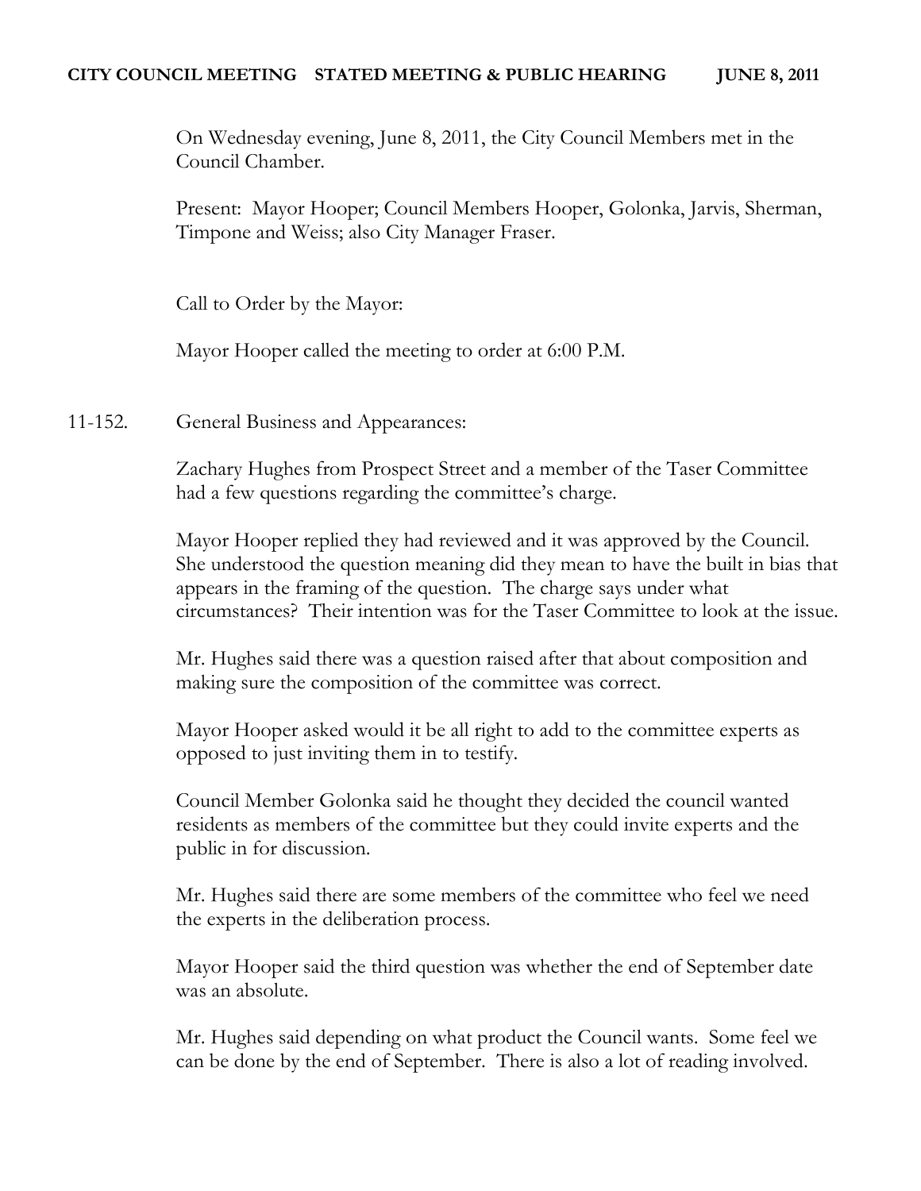**CITY COUNCIL MEETING    STATED MEETING & PUBLIC HEARING    JUNE 8, 2011**

On Wednesday evening, June 8, 2011, the City Council Members met in the Council Chamber.

Present: Mayor Hooper; Council Members Hooper, Golonka, Jarvis, Sherman, Timpone and Weiss; also City Manager Fraser.

Call to Order by the Mayor:

Mayor Hooper called the meeting to order at 6:00 P.M.

11-152. General Business and Appearances:

Zachary Hughes from Prospect Street and a member of the Taser Committee had a few questions regarding the committee's charge.

Mayor Hooper replied they had reviewed and it was approved by the Council. She understood the question meaning did they mean to have the built in bias that appears in the framing of the question. The charge says under what circumstances? Their intention was for the Taser Committee to look at the issue.

Mr. Hughes said there was a question raised after that about composition and making sure the composition of the committee was correct.

Mayor Hooper asked would it be all right to add to the committee experts as opposed to just inviting them in to testify.

Council Member Golonka said he thought they decided the council wanted residents as members of the committee but they could invite experts and the public in for discussion.

Mr. Hughes said there are some members of the committee who feel we need the experts in the deliberation process.

Mayor Hooper said the third question was whether the end of September date was an absolute.

Mr. Hughes said depending on what product the Council wants. Some feel we can be done by the end of September. There is also a lot of reading involved.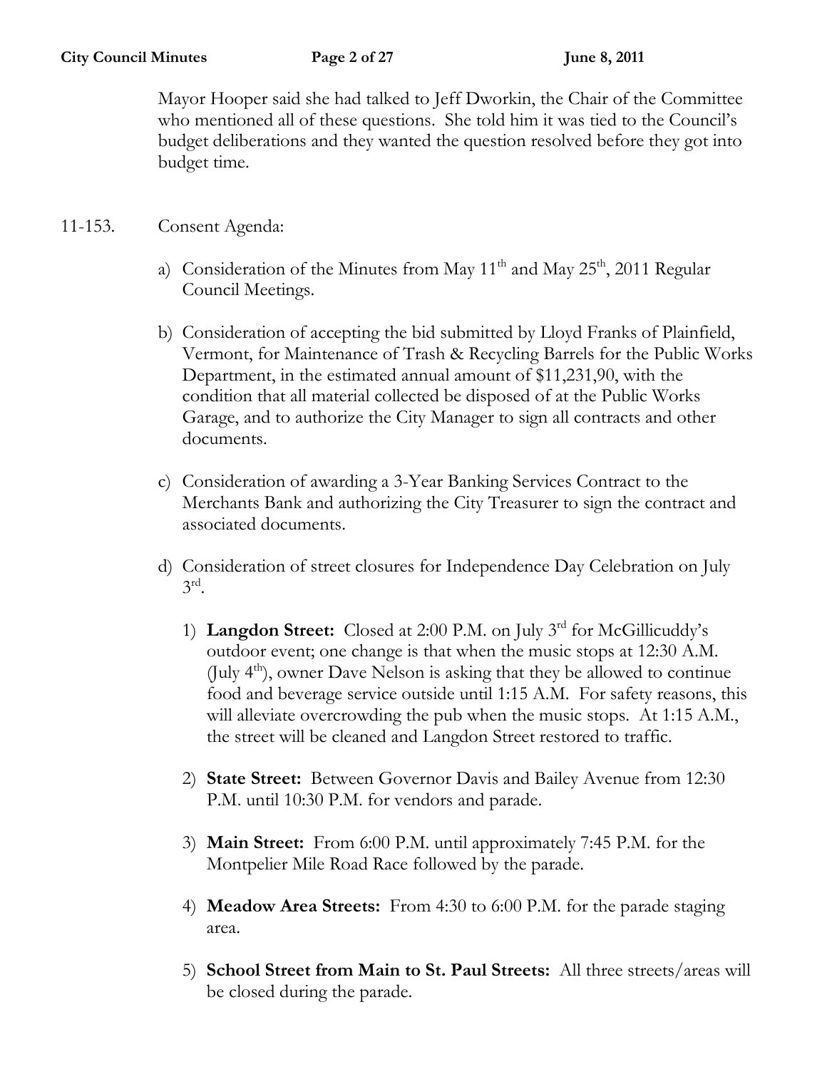Mayor Hooper said she had talked to Jeff Dworkin, the Chair of the Committee who mentioned all of these questions. She told him it was tied to the Council's budget deliberations and they wanted the question resolved before they got into budget time.

11-153. Consent Agenda:

a) Consideration of the Minutes from May 11th and May 25th, 2011 Regular Council Meetings.

b) Consideration of accepting the bid submitted by Lloyd Franks of Plainfield, Vermont, for Maintenance of Trash & Recycling Barrels for the Public Works Department, in the estimated annual amount of $11,231,90, with the condition that all material collected be disposed of at the Public Works Garage, and to authorize the City Manager to sign all contracts and other documents.

c) Consideration of awarding a 3-Year Banking Services Contract to the Merchants Bank and authorizing the City Treasurer to sign the contract and associated documents.

d) Consideration of street closures for Independence Day Celebration on July 3rd.

1) **Langdon Street:** Closed at 2:00 P.M. on July 3rd for McGillicuddy's outdoor event; one change is that when the music stops at 12:30 A.M. (July 4th), owner Dave Nelson is asking that they be allowed to continue food and beverage service outside until 1:15 A.M. For safety reasons, this will alleviate overcrowding the pub when the music stops. At 1:15 A.M., the street will be cleaned and Langdon Street restored to traffic.

2) **State Street:** Between Governor Davis and Bailey Avenue from 12:30 P.M. until 10:30 P.M. for vendors and parade.

3) **Main Street:** From 6:00 P.M. until approximately 7:45 P.M. for the Montpelier Mile Road Race followed by the parade.

4) **Meadow Area Streets:** From 4:30 to 6:00 P.M. for the parade staging area.

5) **School Street from Main to St. Paul Streets:** All three streets/areas will be closed during the parade.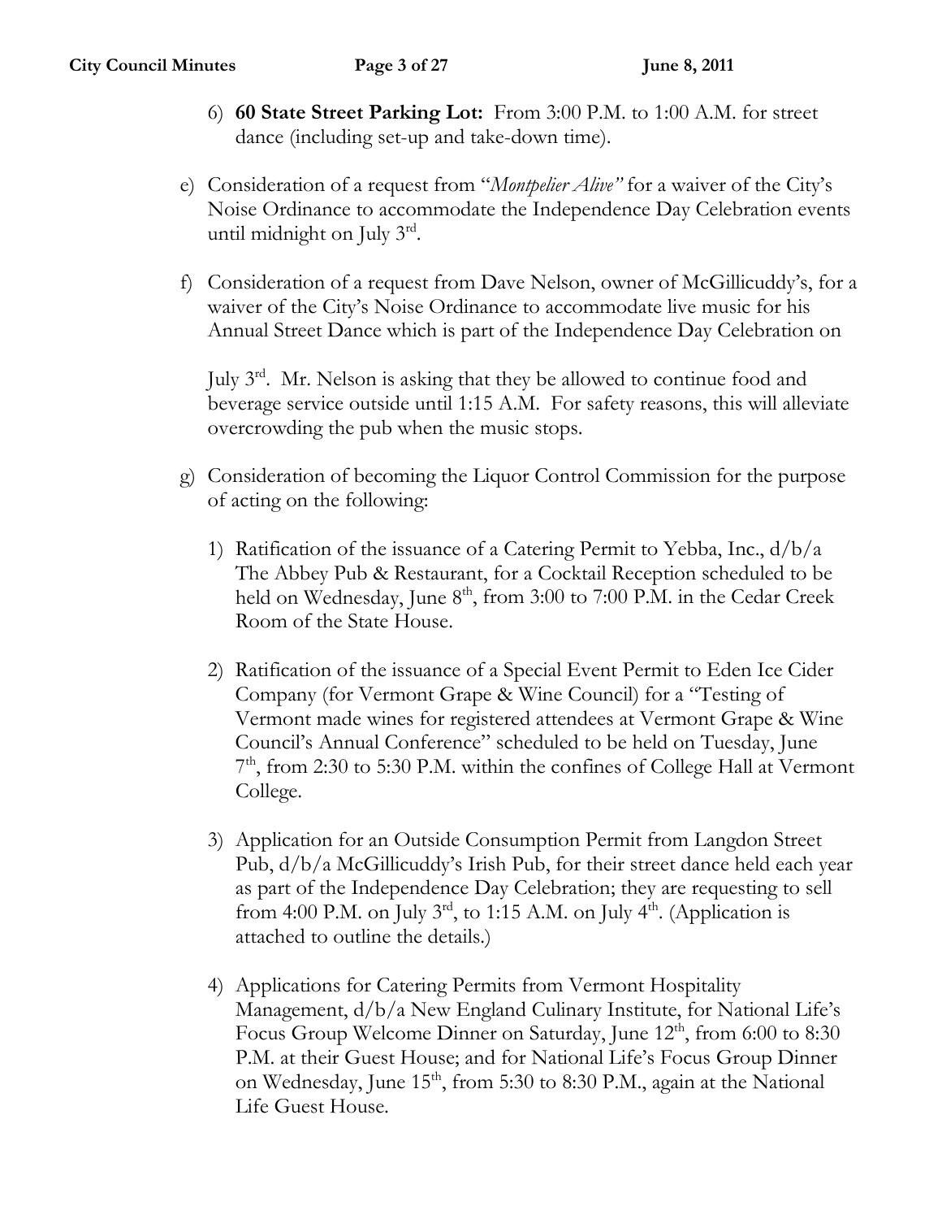6) **60 State Street Parking Lot:** From 3:00 P.M. to 1:00 A.M. for street dance (including set-up and take-down time).

e) Consideration of a request from "*Montpelier Alive"* for a waiver of the City's Noise Ordinance to accommodate the Independence Day Celebration events until midnight on July 3rd.

f) Consideration of a request from Dave Nelson, owner of McGillicuddy's, for a waiver of the City's Noise Ordinance to accommodate live music for his Annual Street Dance which is part of the Independence Day Celebration on

July 3rd. Mr. Nelson is asking that they be allowed to continue food and beverage service outside until 1:15 A.M. For safety reasons, this will alleviate overcrowding the pub when the music stops.

g) Consideration of becoming the Liquor Control Commission for the purpose of acting on the following:

1) Ratification of the issuance of a Catering Permit to Yebba, Inc., d/b/a The Abbey Pub & Restaurant, for a Cocktail Reception scheduled to be held on Wednesday, June 8th, from 3:00 to 7:00 P.M. in the Cedar Creek Room of the State House.

2) Ratification of the issuance of a Special Event Permit to Eden Ice Cider Company (for Vermont Grape & Wine Council) for a "Testing of Vermont made wines for registered attendees at Vermont Grape & Wine Council's Annual Conference" scheduled to be held on Tuesday, June 7th, from 2:30 to 5:30 P.M. within the confines of College Hall at Vermont College.

3) Application for an Outside Consumption Permit from Langdon Street Pub, d/b/a McGillicuddy's Irish Pub, for their street dance held each year as part of the Independence Day Celebration; they are requesting to sell from 4:00 P.M. on July 3rd, to 1:15 A.M. on July 4th. (Application is attached to outline the details.)

4) Applications for Catering Permits from Vermont Hospitality Management, d/b/a New England Culinary Institute, for National Life's Focus Group Welcome Dinner on Saturday, June 12th, from 6:00 to 8:30 P.M. at their Guest House; and for National Life's Focus Group Dinner on Wednesday, June 15th, from 5:30 to 8:30 P.M., again at the National Life Guest House.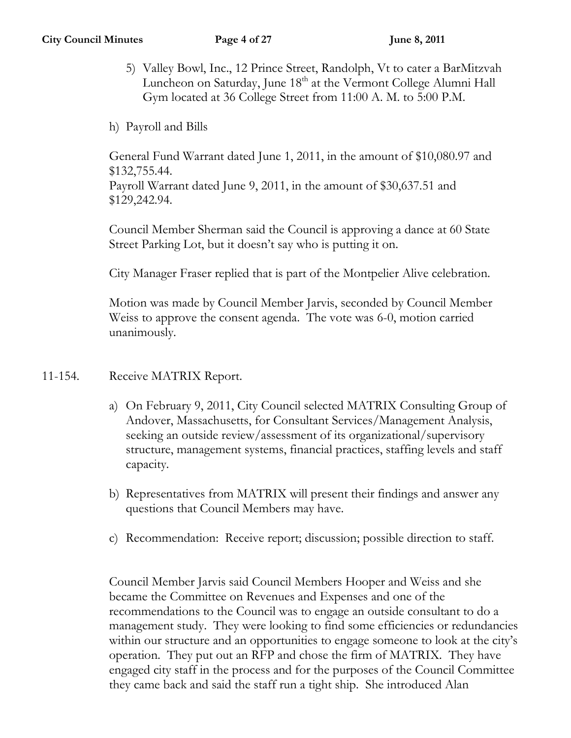5) Valley Bowl, Inc., 12 Prince Street, Randolph, Vt to cater a BarMitzvah Luncheon on Saturday, June 18th at the Vermont College Alumni Hall Gym located at 36 College Street from 11:00 A. M. to 5:00 P.M.

h) Payroll and Bills

General Fund Warrant dated June 1, 2011, in the amount of $10,080.97 and $132,755.44.
Payroll Warrant dated June 9, 2011, in the amount of $30,637.51 and $129,242.94.

Council Member Sherman said the Council is approving a dance at 60 State Street Parking Lot, but it doesn't say who is putting it on.

City Manager Fraser replied that is part of the Montpelier Alive celebration.

Motion was made by Council Member Jarvis, seconded by Council Member Weiss to approve the consent agenda. The vote was 6-0, motion carried unanimously.

11-154. Receive MATRIX Report.

a) On February 9, 2011, City Council selected MATRIX Consulting Group of Andover, Massachusetts, for Consultant Services/Management Analysis, seeking an outside review/assessment of its organizational/supervisory structure, management systems, financial practices, staffing levels and staff capacity.

b) Representatives from MATRIX will present their findings and answer any questions that Council Members may have.

c) Recommendation: Receive report; discussion; possible direction to staff.

Council Member Jarvis said Council Members Hooper and Weiss and she became the Committee on Revenues and Expenses and one of the recommendations to the Council was to engage an outside consultant to do a management study. They were looking to find some efficiencies or redundancies within our structure and an opportunities to engage someone to look at the city's operation. They put out an RFP and chose the firm of MATRIX. They have engaged city staff in the process and for the purposes of the Council Committee they came back and said the staff run a tight ship. She introduced Alan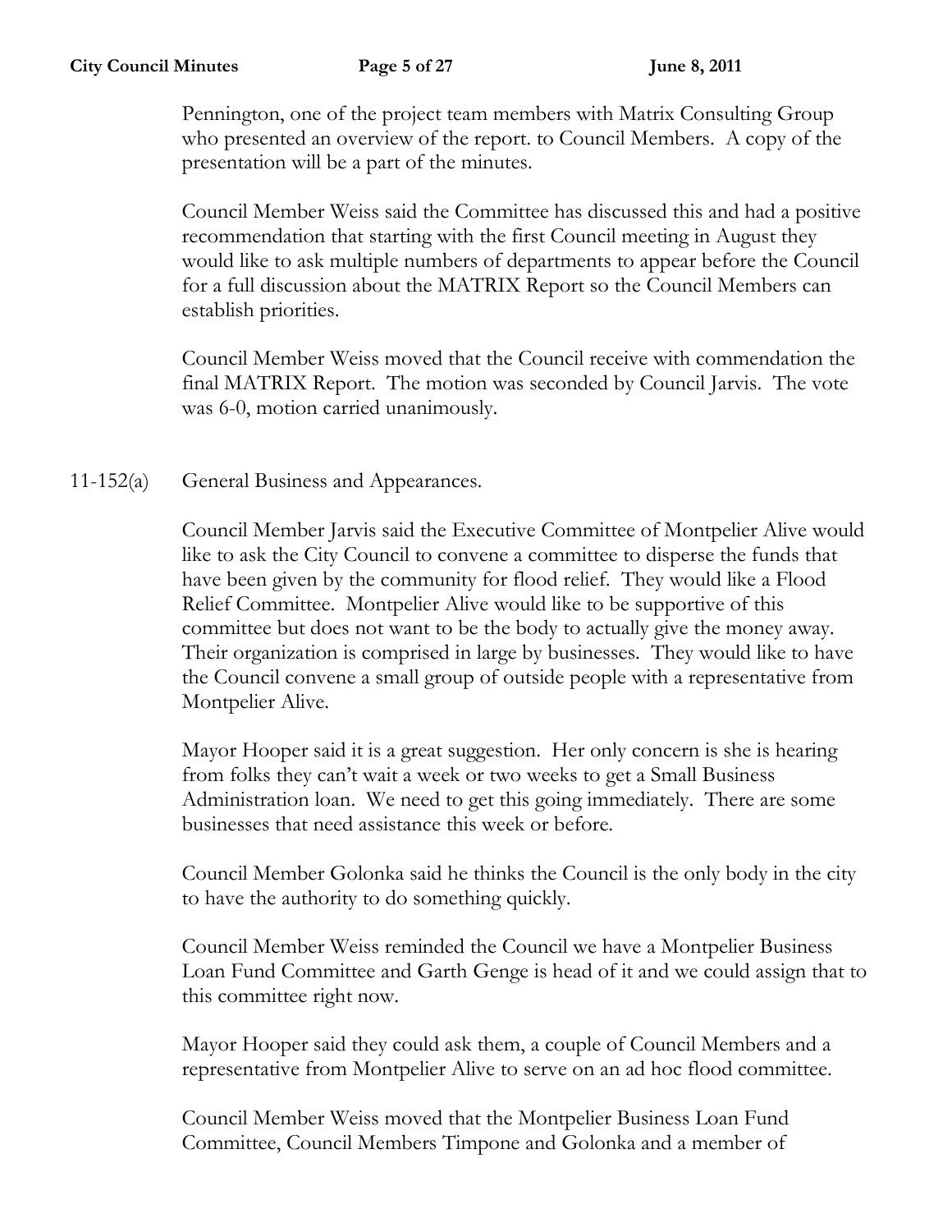Pennington, one of the project team members with Matrix Consulting Group who presented an overview of the report. to Council Members. A copy of the presentation will be a part of the minutes.

Council Member Weiss said the Committee has discussed this and had a positive recommendation that starting with the first Council meeting in August they would like to ask multiple numbers of departments to appear before the Council for a full discussion about the MATRIX Report so the Council Members can establish priorities.

Council Member Weiss moved that the Council receive with commendation the final MATRIX Report. The motion was seconded by Council Jarvis. The vote was 6-0, motion carried unanimously.

11-152(a) General Business and Appearances.

Council Member Jarvis said the Executive Committee of Montpelier Alive would like to ask the City Council to convene a committee to disperse the funds that have been given by the community for flood relief. They would like a Flood Relief Committee. Montpelier Alive would like to be supportive of this committee but does not want to be the body to actually give the money away. Their organization is comprised in large by businesses. They would like to have the Council convene a small group of outside people with a representative from Montpelier Alive.

Mayor Hooper said it is a great suggestion. Her only concern is she is hearing from folks they can't wait a week or two weeks to get a Small Business Administration loan. We need to get this going immediately. There are some businesses that need assistance this week or before.

Council Member Golonka said he thinks the Council is the only body in the city to have the authority to do something quickly.

Council Member Weiss reminded the Council we have a Montpelier Business Loan Fund Committee and Garth Genge is head of it and we could assign that to this committee right now.

Mayor Hooper said they could ask them, a couple of Council Members and a representative from Montpelier Alive to serve on an ad hoc flood committee.

Council Member Weiss moved that the Montpelier Business Loan Fund Committee, Council Members Timpone and Golonka and a member of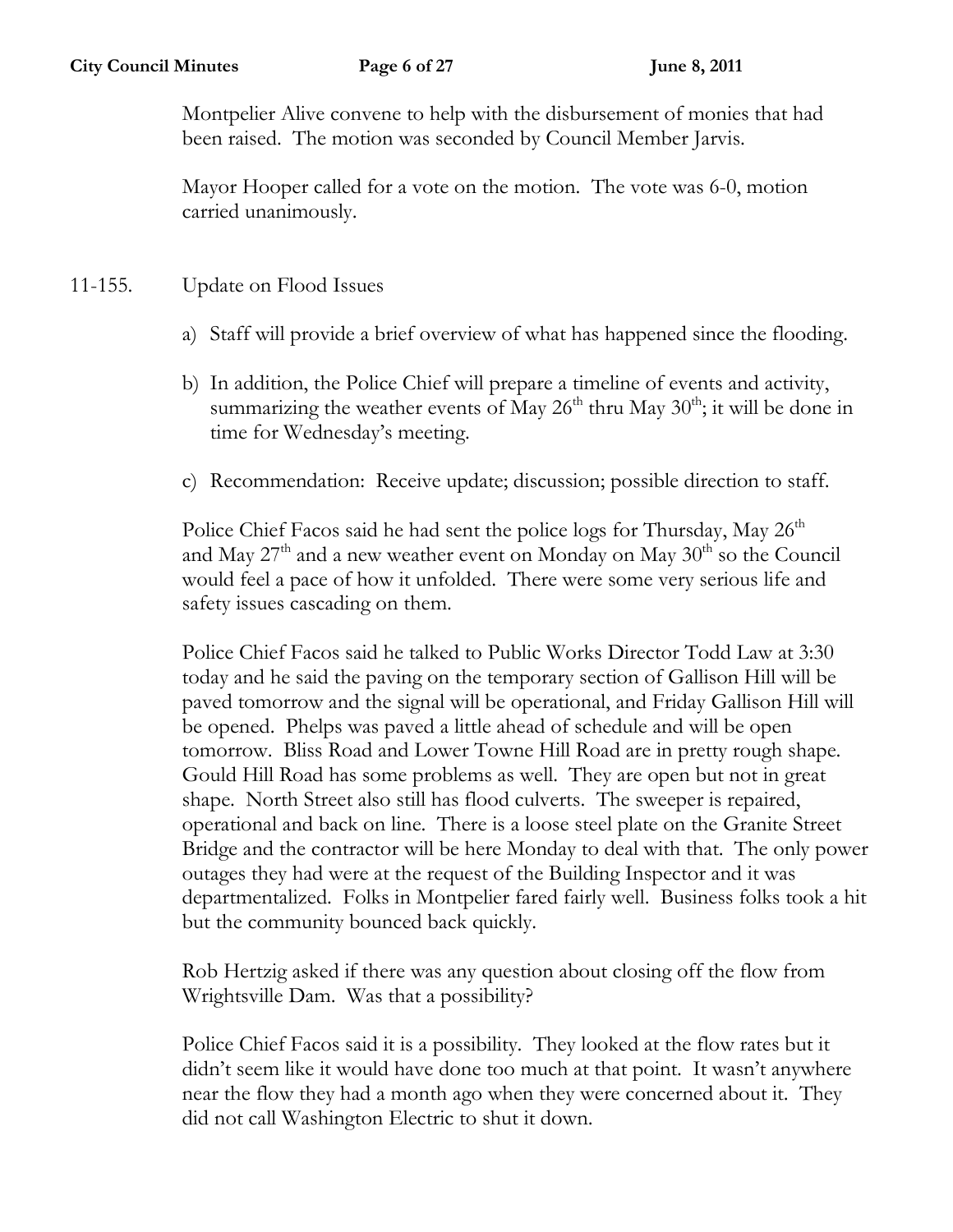Montpelier Alive convene to help with the disbursement of monies that had been raised. The motion was seconded by Council Member Jarvis.

Mayor Hooper called for a vote on the motion. The vote was 6-0, motion carried unanimously.

11-155. Update on Flood Issues

a) Staff will provide a brief overview of what has happened since the flooding.

b) In addition, the Police Chief will prepare a timeline of events and activity, summarizing the weather events of May 26th thru May 30th; it will be done in time for Wednesday's meeting.

c) Recommendation: Receive update; discussion; possible direction to staff.

Police Chief Facos said he had sent the police logs for Thursday, May 26th and May 27th and a new weather event on Monday on May 30th so the Council would feel a pace of how it unfolded. There were some very serious life and safety issues cascading on them.

Police Chief Facos said he talked to Public Works Director Todd Law at 3:30 today and he said the paving on the temporary section of Gallison Hill will be paved tomorrow and the signal will be operational, and Friday Gallison Hill will be opened. Phelps was paved a little ahead of schedule and will be open tomorrow. Bliss Road and Lower Towne Hill Road are in pretty rough shape. Gould Hill Road has some problems as well. They are open but not in great shape. North Street also still has flood culverts. The sweeper is repaired, operational and back on line. There is a loose steel plate on the Granite Street Bridge and the contractor will be here Monday to deal with that. The only power outages they had were at the request of the Building Inspector and it was departmentalized. Folks in Montpelier fared fairly well. Business folks took a hit but the community bounced back quickly.

Rob Hertzig asked if there was any question about closing off the flow from Wrightsville Dam. Was that a possibility?

Police Chief Facos said it is a possibility. They looked at the flow rates but it didn't seem like it would have done too much at that point. It wasn't anywhere near the flow they had a month ago when they were concerned about it. They did not call Washington Electric to shut it down.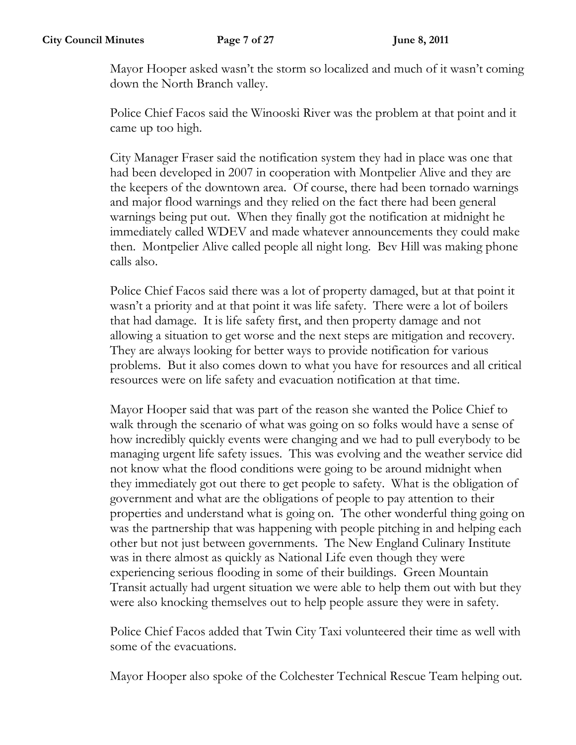Mayor Hooper asked wasn't the storm so localized and much of it wasn't coming down the North Branch valley.

Police Chief Facos said the Winooski River was the problem at that point and it came up too high.

City Manager Fraser said the notification system they had in place was one that had been developed in 2007 in cooperation with Montpelier Alive and they are the keepers of the downtown area. Of course, there had been tornado warnings and major flood warnings and they relied on the fact there had been general warnings being put out. When they finally got the notification at midnight he immediately called WDEV and made whatever announcements they could make then. Montpelier Alive called people all night long. Bev Hill was making phone calls also.

Police Chief Facos said there was a lot of property damaged, but at that point it wasn't a priority and at that point it was life safety. There were a lot of boilers that had damage. It is life safety first, and then property damage and not allowing a situation to get worse and the next steps are mitigation and recovery. They are always looking for better ways to provide notification for various problems. But it also comes down to what you have for resources and all critical resources were on life safety and evacuation notification at that time.

Mayor Hooper said that was part of the reason she wanted the Police Chief to walk through the scenario of what was going on so folks would have a sense of how incredibly quickly events were changing and we had to pull everybody to be managing urgent life safety issues. This was evolving and the weather service did not know what the flood conditions were going to be around midnight when they immediately got out there to get people to safety. What is the obligation of government and what are the obligations of people to pay attention to their properties and understand what is going on. The other wonderful thing going on was the partnership that was happening with people pitching in and helping each other but not just between governments. The New England Culinary Institute was in there almost as quickly as National Life even though they were experiencing serious flooding in some of their buildings. Green Mountain Transit actually had urgent situation we were able to help them out with but they were also knocking themselves out to help people assure they were in safety.

Police Chief Facos added that Twin City Taxi volunteered their time as well with some of the evacuations.

Mayor Hooper also spoke of the Colchester Technical Rescue Team helping out.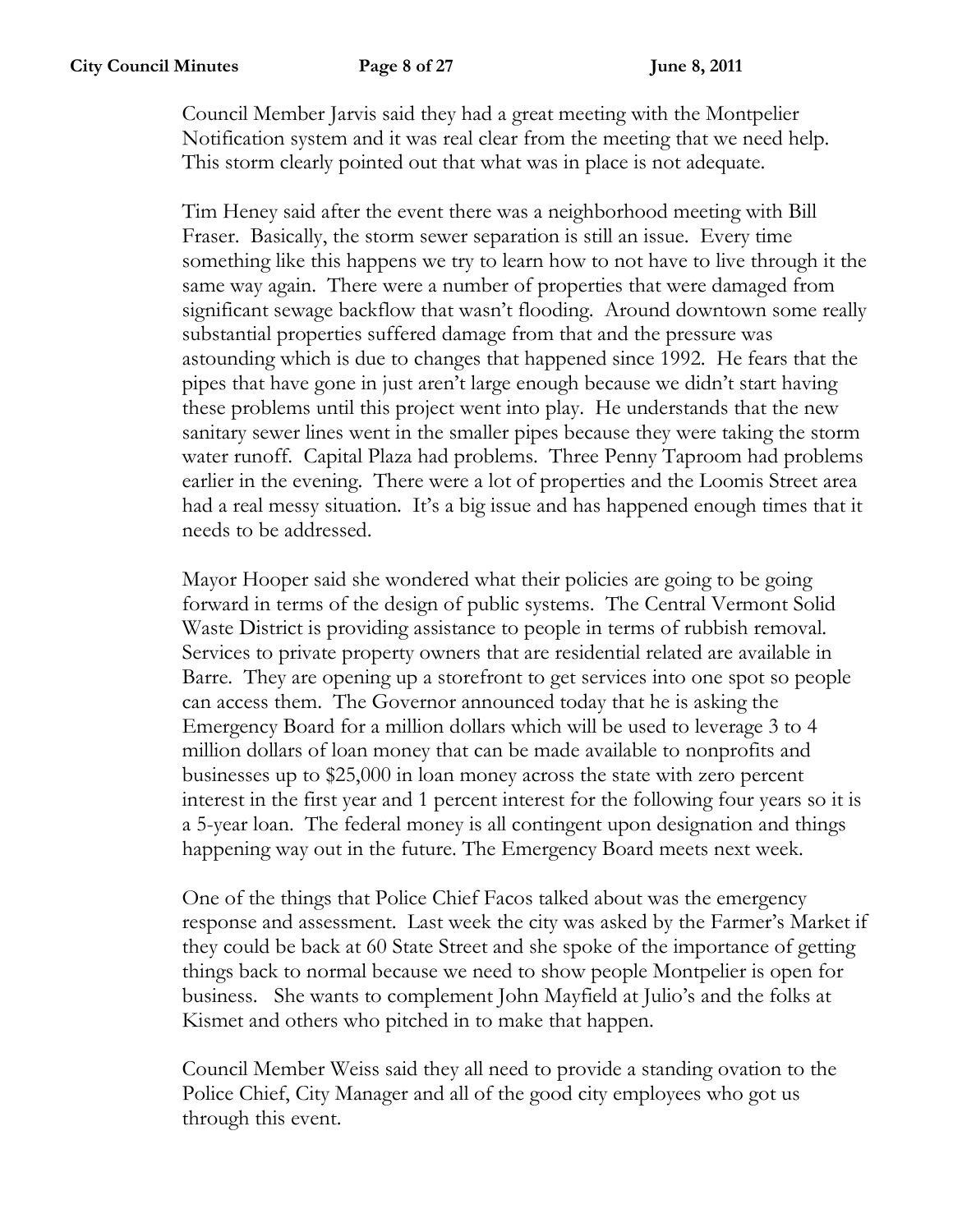Council Member Jarvis said they had a great meeting with the Montpelier Notification system and it was real clear from the meeting that we need help. This storm clearly pointed out that what was in place is not adequate.

Tim Heney said after the event there was a neighborhood meeting with Bill Fraser. Basically, the storm sewer separation is still an issue. Every time something like this happens we try to learn how to not have to live through it the same way again. There were a number of properties that were damaged from significant sewage backflow that wasn't flooding. Around downtown some really substantial properties suffered damage from that and the pressure was astounding which is due to changes that happened since 1992. He fears that the pipes that have gone in just aren't large enough because we didn't start having these problems until this project went into play. He understands that the new sanitary sewer lines went in the smaller pipes because they were taking the storm water runoff. Capital Plaza had problems. Three Penny Taproom had problems earlier in the evening. There were a lot of properties and the Loomis Street area had a real messy situation. It's a big issue and has happened enough times that it needs to be addressed.

Mayor Hooper said she wondered what their policies are going to be going forward in terms of the design of public systems. The Central Vermont Solid Waste District is providing assistance to people in terms of rubbish removal. Services to private property owners that are residential related are available in Barre. They are opening up a storefront to get services into one spot so people can access them. The Governor announced today that he is asking the Emergency Board for a million dollars which will be used to leverage 3 to 4 million dollars of loan money that can be made available to nonprofits and businesses up to $25,000 in loan money across the state with zero percent interest in the first year and 1 percent interest for the following four years so it is a 5-year loan. The federal money is all contingent upon designation and things happening way out in the future. The Emergency Board meets next week.

One of the things that Police Chief Facos talked about was the emergency response and assessment. Last week the city was asked by the Farmer's Market if they could be back at 60 State Street and she spoke of the importance of getting things back to normal because we need to show people Montpelier is open for business. She wants to complement John Mayfield at Julio's and the folks at Kismet and others who pitched in to make that happen.

Council Member Weiss said they all need to provide a standing ovation to the Police Chief, City Manager and all of the good city employees who got us through this event.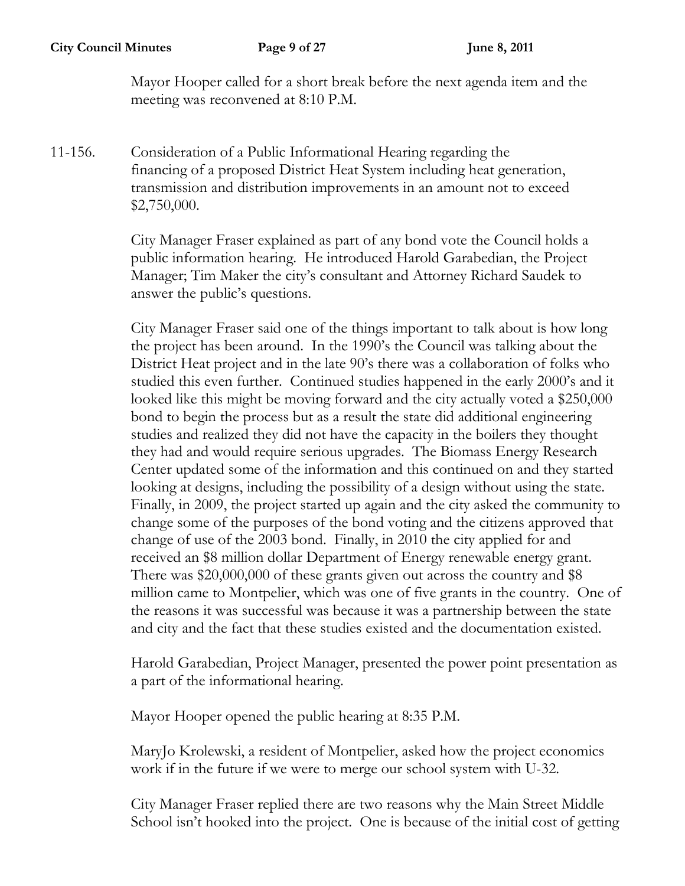Mayor Hooper called for a short break before the next agenda item and the meeting was reconvened at 8:10 P.M.

11-156. Consideration of a Public Informational Hearing regarding the financing of a proposed District Heat System including heat generation, transmission and distribution improvements in an amount not to exceed $2,750,000.

City Manager Fraser explained as part of any bond vote the Council holds a public information hearing. He introduced Harold Garabedian, the Project Manager; Tim Maker the city's consultant and Attorney Richard Saudek to answer the public's questions.

City Manager Fraser said one of the things important to talk about is how long the project has been around. In the 1990's the Council was talking about the District Heat project and in the late 90's there was a collaboration of folks who studied this even further. Continued studies happened in the early 2000's and it looked like this might be moving forward and the city actually voted a $250,000 bond to begin the process but as a result the state did additional engineering studies and realized they did not have the capacity in the boilers they thought they had and would require serious upgrades. The Biomass Energy Research Center updated some of the information and this continued on and they started looking at designs, including the possibility of a design without using the state. Finally, in 2009, the project started up again and the city asked the community to change some of the purposes of the bond voting and the citizens approved that change of use of the 2003 bond. Finally, in 2010 the city applied for and received an $8 million dollar Department of Energy renewable energy grant. There was $20,000,000 of these grants given out across the country and $8 million came to Montpelier, which was one of five grants in the country. One of the reasons it was successful was because it was a partnership between the state and city and the fact that these studies existed and the documentation existed.

Harold Garabedian, Project Manager, presented the power point presentation as a part of the informational hearing.

Mayor Hooper opened the public hearing at 8:35 P.M.

MaryJo Krolewski, a resident of Montpelier, asked how the project economics work if in the future if we were to merge our school system with U-32.

City Manager Fraser replied there are two reasons why the Main Street Middle School isn't hooked into the project. One is because of the initial cost of getting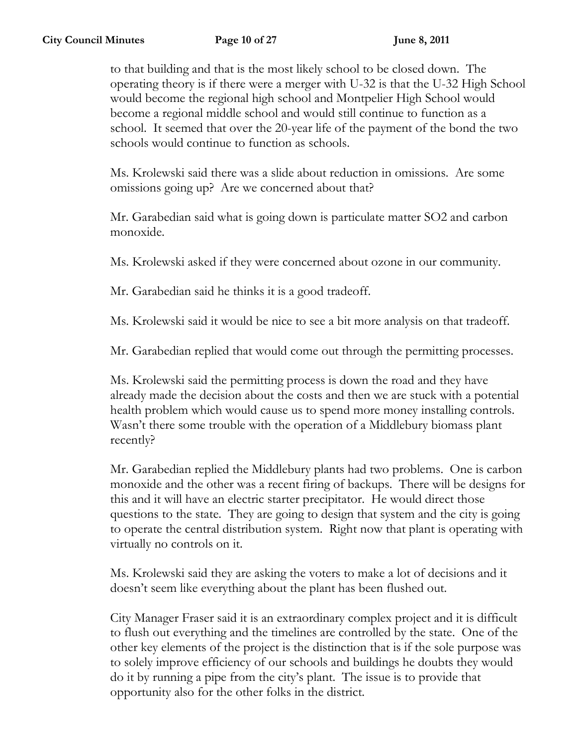to that building and that is the most likely school to be closed down. The operating theory is if there were a merger with U-32 is that the U-32 High School would become the regional high school and Montpelier High School would become a regional middle school and would still continue to function as a school. It seemed that over the 20-year life of the payment of the bond the two schools would continue to function as schools.

Ms. Krolewski said there was a slide about reduction in omissions. Are some omissions going up? Are we concerned about that?

Mr. Garabedian said what is going down is particulate matter SO2 and carbon monoxide.

Ms. Krolewski asked if they were concerned about ozone in our community.

Mr. Garabedian said he thinks it is a good tradeoff.

Ms. Krolewski said it would be nice to see a bit more analysis on that tradeoff.

Mr. Garabedian replied that would come out through the permitting processes.

Ms. Krolewski said the permitting process is down the road and they have already made the decision about the costs and then we are stuck with a potential health problem which would cause us to spend more money installing controls. Wasn't there some trouble with the operation of a Middlebury biomass plant recently?

Mr. Garabedian replied the Middlebury plants had two problems. One is carbon monoxide and the other was a recent firing of backups. There will be designs for this and it will have an electric starter precipitator. He would direct those questions to the state. They are going to design that system and the city is going to operate the central distribution system. Right now that plant is operating with virtually no controls on it.

Ms. Krolewski said they are asking the voters to make a lot of decisions and it doesn't seem like everything about the plant has been flushed out.

City Manager Fraser said it is an extraordinary complex project and it is difficult to flush out everything and the timelines are controlled by the state. One of the other key elements of the project is the distinction that is if the sole purpose was to solely improve efficiency of our schools and buildings he doubts they would do it by running a pipe from the city's plant. The issue is to provide that opportunity also for the other folks in the district.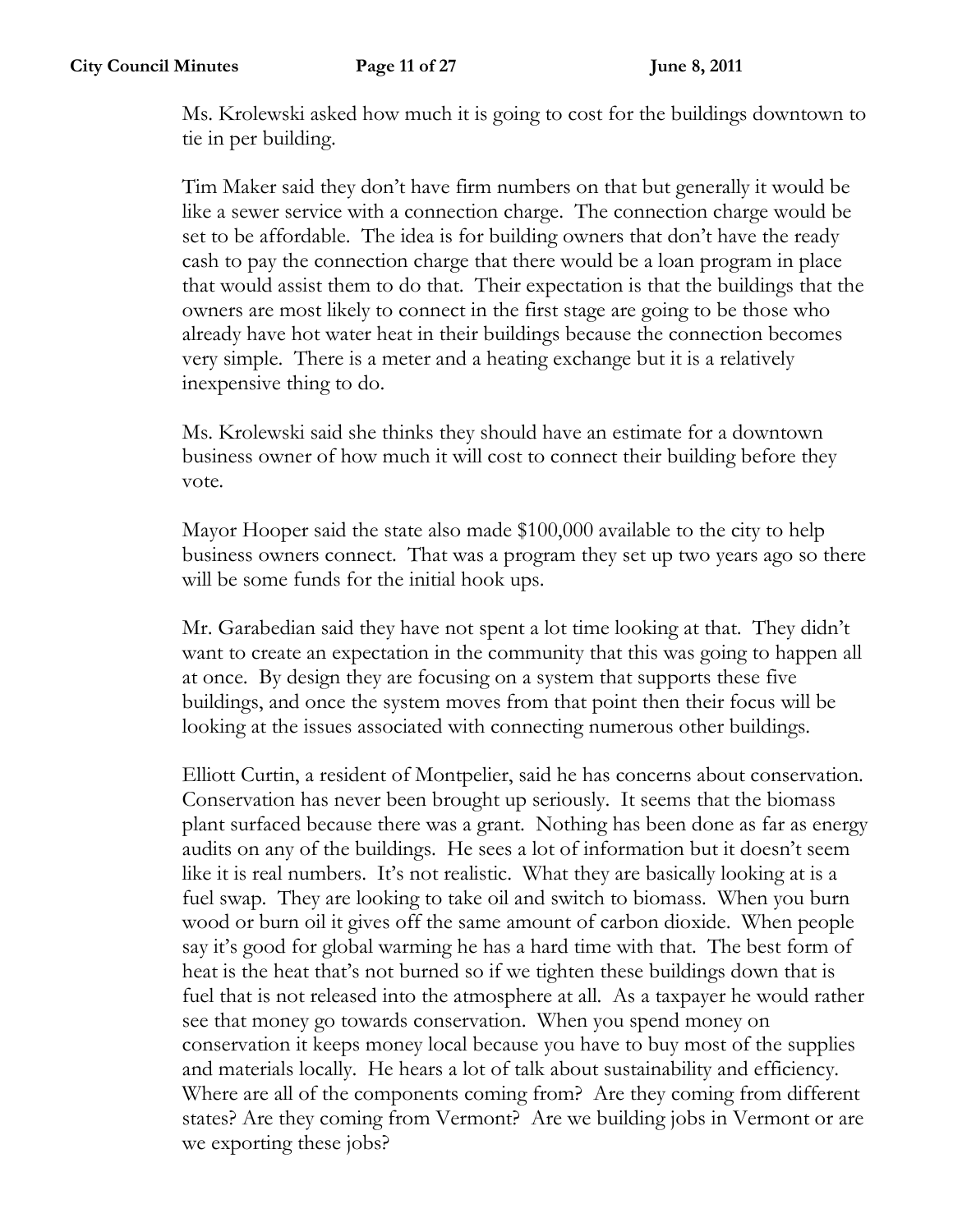Ms. Krolewski asked how much it is going to cost for the buildings downtown to tie in per building.

Tim Maker said they don't have firm numbers on that but generally it would be like a sewer service with a connection charge. The connection charge would be set to be affordable. The idea is for building owners that don't have the ready cash to pay the connection charge that there would be a loan program in place that would assist them to do that. Their expectation is that the buildings that the owners are most likely to connect in the first stage are going to be those who already have hot water heat in their buildings because the connection becomes very simple. There is a meter and a heating exchange but it is a relatively inexpensive thing to do.

Ms. Krolewski said she thinks they should have an estimate for a downtown business owner of how much it will cost to connect their building before they vote.

Mayor Hooper said the state also made $100,000 available to the city to help business owners connect. That was a program they set up two years ago so there will be some funds for the initial hook ups.

Mr. Garabedian said they have not spent a lot time looking at that. They didn't want to create an expectation in the community that this was going to happen all at once. By design they are focusing on a system that supports these five buildings, and once the system moves from that point then their focus will be looking at the issues associated with connecting numerous other buildings.

Elliott Curtin, a resident of Montpelier, said he has concerns about conservation. Conservation has never been brought up seriously. It seems that the biomass plant surfaced because there was a grant. Nothing has been done as far as energy audits on any of the buildings. He sees a lot of information but it doesn't seem like it is real numbers. It's not realistic. What they are basically looking at is a fuel swap. They are looking to take oil and switch to biomass. When you burn wood or burn oil it gives off the same amount of carbon dioxide. When people say it's good for global warming he has a hard time with that. The best form of heat is the heat that's not burned so if we tighten these buildings down that is fuel that is not released into the atmosphere at all. As a taxpayer he would rather see that money go towards conservation. When you spend money on conservation it keeps money local because you have to buy most of the supplies and materials locally. He hears a lot of talk about sustainability and efficiency. Where are all of the components coming from? Are they coming from different states? Are they coming from Vermont? Are we building jobs in Vermont or are we exporting these jobs?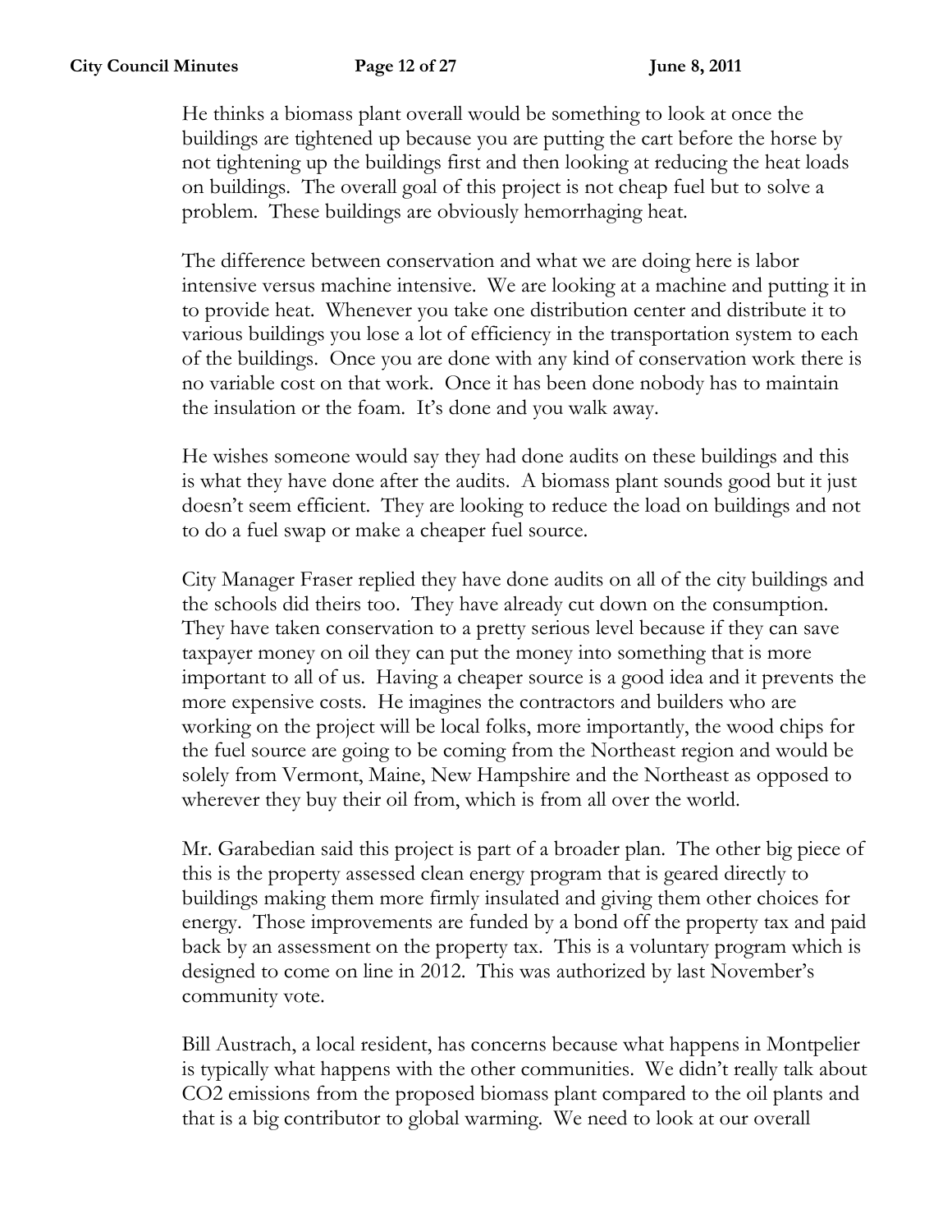He thinks a biomass plant overall would be something to look at once the buildings are tightened up because you are putting the cart before the horse by not tightening up the buildings first and then looking at reducing the heat loads on buildings. The overall goal of this project is not cheap fuel but to solve a problem. These buildings are obviously hemorrhaging heat.

The difference between conservation and what we are doing here is labor intensive versus machine intensive. We are looking at a machine and putting it in to provide heat. Whenever you take one distribution center and distribute it to various buildings you lose a lot of efficiency in the transportation system to each of the buildings. Once you are done with any kind of conservation work there is no variable cost on that work. Once it has been done nobody has to maintain the insulation or the foam. It's done and you walk away.

He wishes someone would say they had done audits on these buildings and this is what they have done after the audits. A biomass plant sounds good but it just doesn't seem efficient. They are looking to reduce the load on buildings and not to do a fuel swap or make a cheaper fuel source.

City Manager Fraser replied they have done audits on all of the city buildings and the schools did theirs too. They have already cut down on the consumption. They have taken conservation to a pretty serious level because if they can save taxpayer money on oil they can put the money into something that is more important to all of us. Having a cheaper source is a good idea and it prevents the more expensive costs. He imagines the contractors and builders who are working on the project will be local folks, more importantly, the wood chips for the fuel source are going to be coming from the Northeast region and would be solely from Vermont, Maine, New Hampshire and the Northeast as opposed to wherever they buy their oil from, which is from all over the world.

Mr. Garabedian said this project is part of a broader plan. The other big piece of this is the property assessed clean energy program that is geared directly to buildings making them more firmly insulated and giving them other choices for energy. Those improvements are funded by a bond off the property tax and paid back by an assessment on the property tax. This is a voluntary program which is designed to come on line in 2012. This was authorized by last November's community vote.

Bill Austrach, a local resident, has concerns because what happens in Montpelier is typically what happens with the other communities. We didn't really talk about $CO_2$ emissions from the proposed biomass plant compared to the oil plants and that is a big contributor to global warming. We need to look at our overall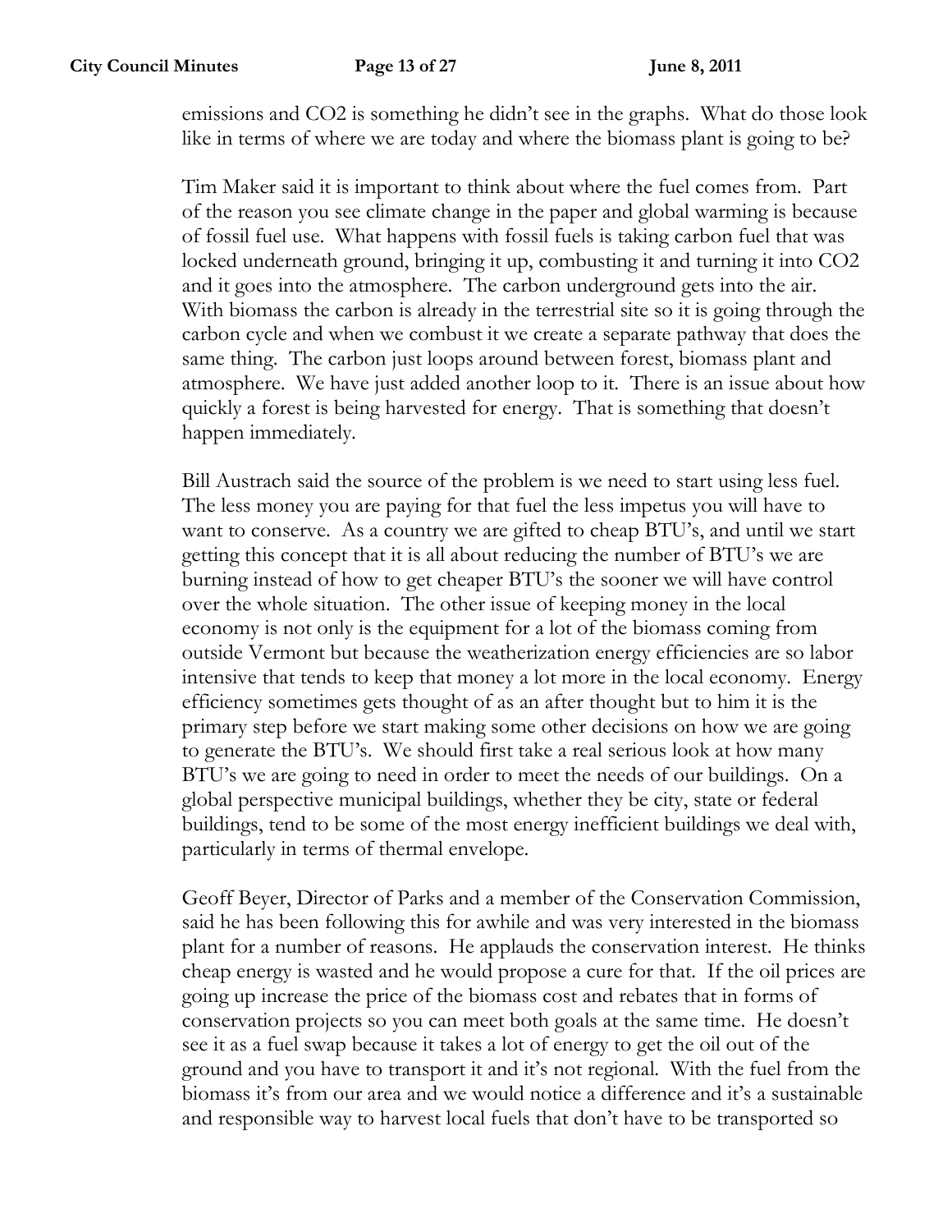emissions and $CO_2$ is something he didn't see in the graphs. What do those look like in terms of where we are today and where the biomass plant is going to be?

Tim Maker said it is important to think about where the fuel comes from. Part of the reason you see climate change in the paper and global warming is because of fossil fuel use. What happens with fossil fuels is taking carbon fuel that was locked underneath ground, bringing it up, combusting it and turning it into $CO_2$ and it goes into the atmosphere. The carbon underground gets into the air. With biomass the carbon is already in the terrestrial site so it is going through the carbon cycle and when we combust it we create a separate pathway that does the same thing. The carbon just loops around between forest, biomass plant and atmosphere. We have just added another loop to it. There is an issue about how quickly a forest is being harvested for energy. That is something that doesn't happen immediately.

Bill Austrach said the source of the problem is we need to start using less fuel. The less money you are paying for that fuel the less impetus you will have to want to conserve. As a country we are gifted to cheap BTU's, and until we start getting this concept that it is all about reducing the number of BTU's we are burning instead of how to get cheaper BTU's the sooner we will have control over the whole situation. The other issue of keeping money in the local economy is not only is the equipment for a lot of the biomass coming from outside Vermont but because the weatherization energy efficiencies are so labor intensive that tends to keep that money a lot more in the local economy. Energy efficiency sometimes gets thought of as an after thought but to him it is the primary step before we start making some other decisions on how we are going to generate the BTU's. We should first take a real serious look at how many BTU's we are going to need in order to meet the needs of our buildings. On a global perspective municipal buildings, whether they be city, state or federal buildings, tend to be some of the most energy inefficient buildings we deal with, particularly in terms of thermal envelope.

Geoff Beyer, Director of Parks and a member of the Conservation Commission, said he has been following this for awhile and was very interested in the biomass plant for a number of reasons. He applauds the conservation interest. He thinks cheap energy is wasted and he would propose a cure for that. If the oil prices are going up increase the price of the biomass cost and rebates that in forms of conservation projects so you can meet both goals at the same time. He doesn't see it as a fuel swap because it takes a lot of energy to get the oil out of the ground and you have to transport it and it's not regional. With the fuel from the biomass it's from our area and we would notice a difference and it's a sustainable and responsible way to harvest local fuels that don't have to be transported so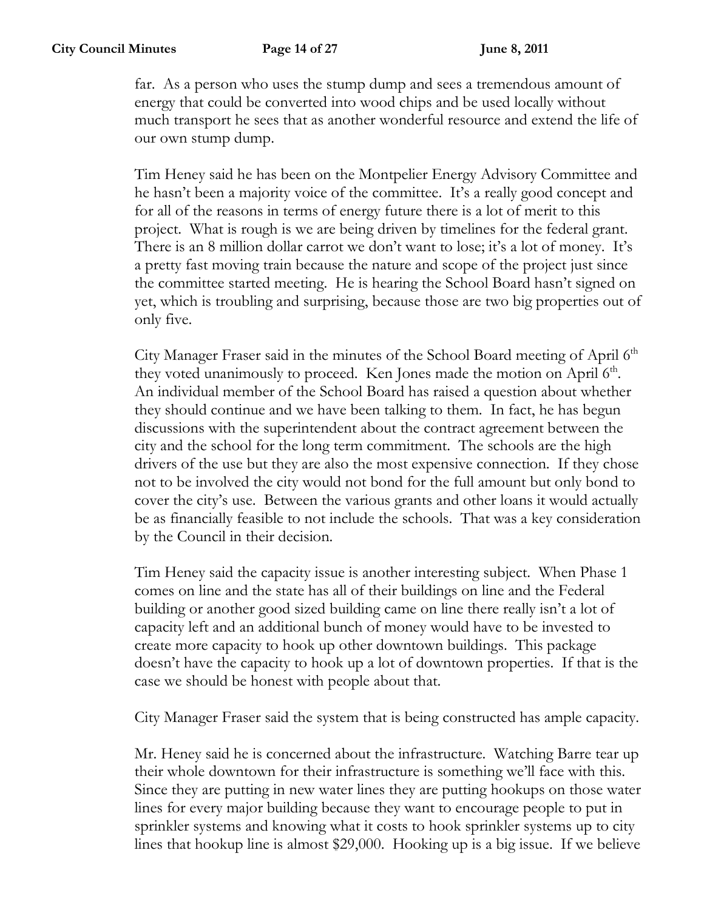far. As a person who uses the stump dump and sees a tremendous amount of energy that could be converted into wood chips and be used locally without much transport he sees that as another wonderful resource and extend the life of our own stump dump.

Tim Heney said he has been on the Montpelier Energy Advisory Committee and he hasn't been a majority voice of the committee. It's a really good concept and for all of the reasons in terms of energy future there is a lot of merit to this project. What is rough is we are being driven by timelines for the federal grant. There is an 8 million dollar carrot we don't want to lose; it's a lot of money. It's a pretty fast moving train because the nature and scope of the project just since the committee started meeting. He is hearing the School Board hasn't signed on yet, which is troubling and surprising, because those are two big properties out of only five.

City Manager Fraser said in the minutes of the School Board meeting of April 6th they voted unanimously to proceed. Ken Jones made the motion on April 6th. An individual member of the School Board has raised a question about whether they should continue and we have been talking to them. In fact, he has begun discussions with the superintendent about the contract agreement between the city and the school for the long term commitment. The schools are the high drivers of the use but they are also the most expensive connection. If they chose not to be involved the city would not bond for the full amount but only bond to cover the city's use. Between the various grants and other loans it would actually be as financially feasible to not include the schools. That was a key consideration by the Council in their decision.

Tim Heney said the capacity issue is another interesting subject. When Phase 1 comes on line and the state has all of their buildings on line and the Federal building or another good sized building came on line there really isn't a lot of capacity left and an additional bunch of money would have to be invested to create more capacity to hook up other downtown buildings. This package doesn't have the capacity to hook up a lot of downtown properties. If that is the case we should be honest with people about that.

City Manager Fraser said the system that is being constructed has ample capacity.

Mr. Heney said he is concerned about the infrastructure. Watching Barre tear up their whole downtown for their infrastructure is something we'll face with this. Since they are putting in new water lines they are putting hookups on those water lines for every major building because they want to encourage people to put in sprinkler systems and knowing what it costs to hook sprinkler systems up to city lines that hookup line is almost $29,000. Hooking up is a big issue. If we believe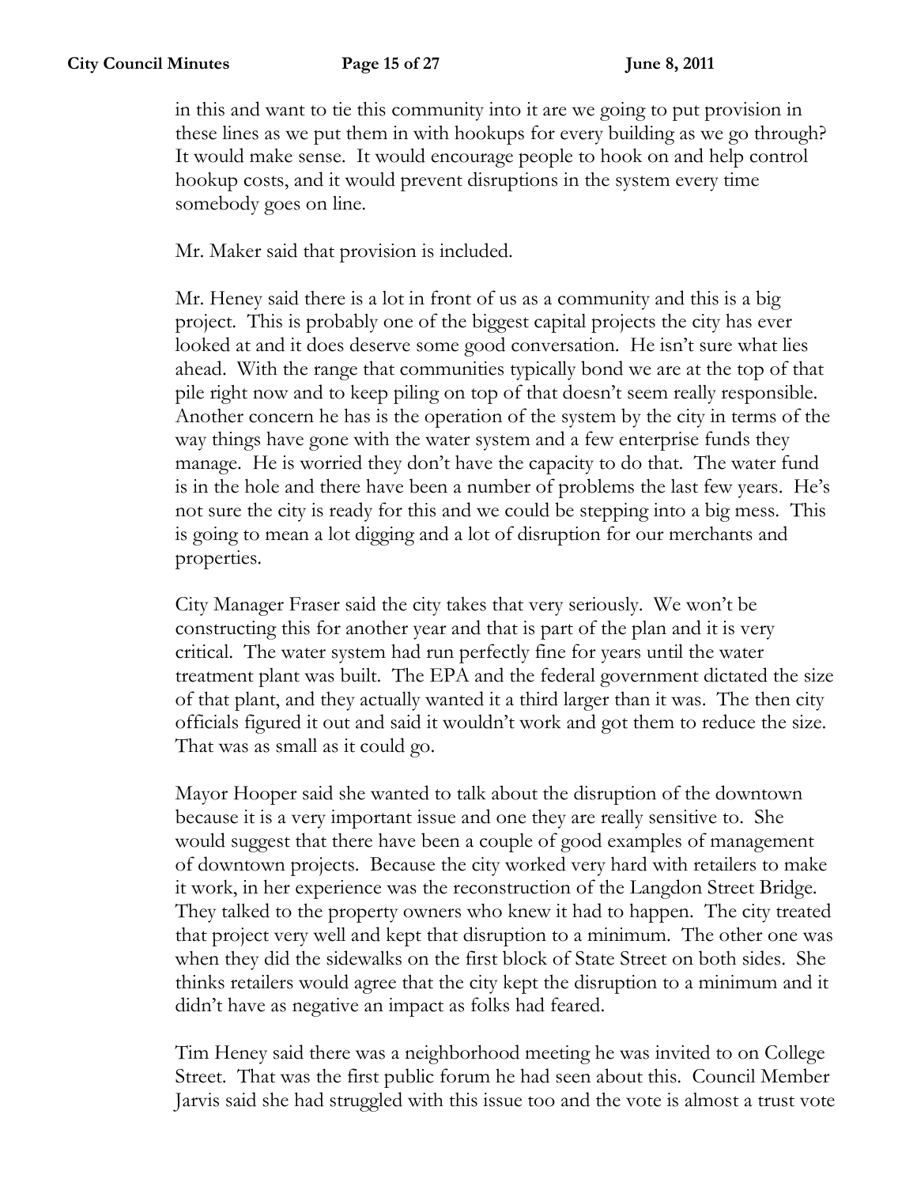in this and want to tie this community into it are we going to put provision in these lines as we put them in with hookups for every building as we go through? It would make sense. It would encourage people to hook on and help control hookup costs, and it would prevent disruptions in the system every time somebody goes on line.

Mr. Maker said that provision is included.

Mr. Heney said there is a lot in front of us as a community and this is a big project. This is probably one of the biggest capital projects the city has ever looked at and it does deserve some good conversation. He isn't sure what lies ahead. With the range that communities typically bond we are at the top of that pile right now and to keep piling on top of that doesn't seem really responsible. Another concern he has is the operation of the system by the city in terms of the way things have gone with the water system and a few enterprise funds they manage. He is worried they don't have the capacity to do that. The water fund is in the hole and there have been a number of problems the last few years. He's not sure the city is ready for this and we could be stepping into a big mess. This is going to mean a lot digging and a lot of disruption for our merchants and properties.

City Manager Fraser said the city takes that very seriously. We won't be constructing this for another year and that is part of the plan and it is very critical. The water system had run perfectly fine for years until the water treatment plant was built. The EPA and the federal government dictated the size of that plant, and they actually wanted it a third larger than it was. The then city officials figured it out and said it wouldn't work and got them to reduce the size. That was as small as it could go.

Mayor Hooper said she wanted to talk about the disruption of the downtown because it is a very important issue and one they are really sensitive to. She would suggest that there have been a couple of good examples of management of downtown projects. Because the city worked very hard with retailers to make it work, in her experience was the reconstruction of the Langdon Street Bridge. They talked to the property owners who knew it had to happen. The city treated that project very well and kept that disruption to a minimum. The other one was when they did the sidewalks on the first block of State Street on both sides. She thinks retailers would agree that the city kept the disruption to a minimum and it didn't have as negative an impact as folks had feared.

Tim Heney said there was a neighborhood meeting he was invited to on College Street. That was the first public forum he had seen about this. Council Member Jarvis said she had struggled with this issue too and the vote is almost a trust vote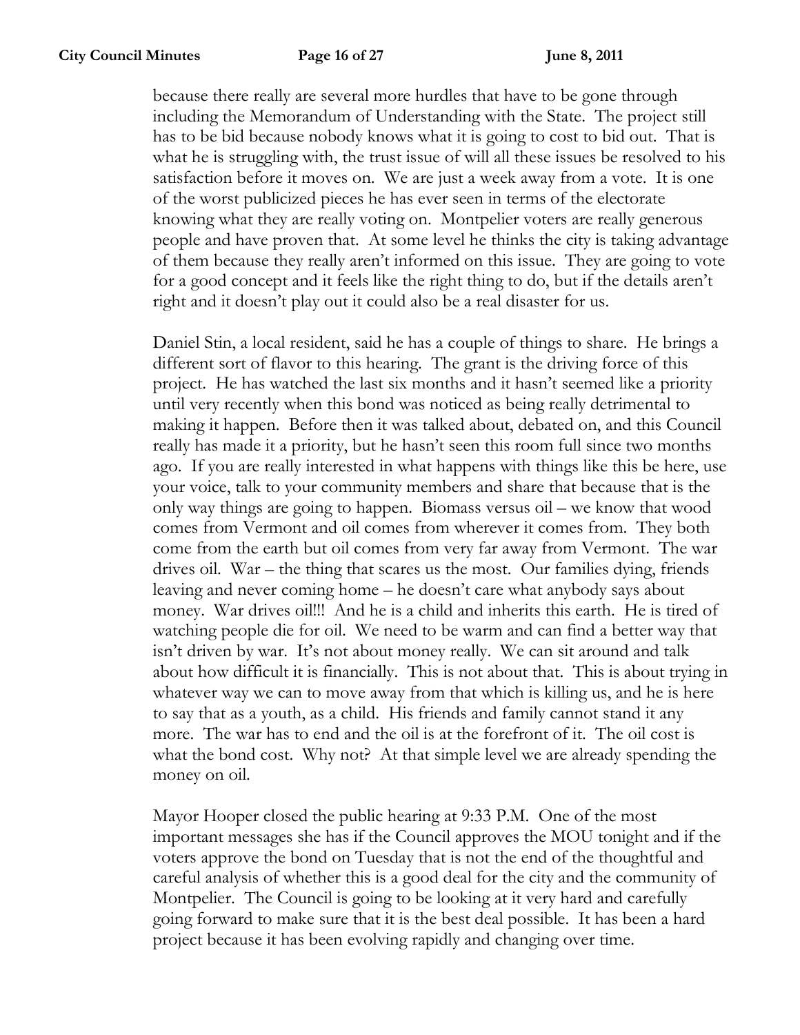because there really are several more hurdles that have to be gone through including the Memorandum of Understanding with the State. The project still has to be bid because nobody knows what it is going to cost to bid out. That is what he is struggling with, the trust issue of will all these issues be resolved to his satisfaction before it moves on. We are just a week away from a vote. It is one of the worst publicized pieces he has ever seen in terms of the electorate knowing what they are really voting on. Montpelier voters are really generous people and have proven that. At some level he thinks the city is taking advantage of them because they really aren't informed on this issue. They are going to vote for a good concept and it feels like the right thing to do, but if the details aren't right and it doesn't play out it could also be a real disaster for us.

Daniel Stin, a local resident, said he has a couple of things to share. He brings a different sort of flavor to this hearing. The grant is the driving force of this project. He has watched the last six months and it hasn't seemed like a priority until very recently when this bond was noticed as being really detrimental to making it happen. Before then it was talked about, debated on, and this Council really has made it a priority, but he hasn't seen this room full since two months ago. If you are really interested in what happens with things like this be here, use your voice, talk to your community members and share that because that is the only way things are going to happen. Biomass versus oil – we know that wood comes from Vermont and oil comes from wherever it comes from. They both come from the earth but oil comes from very far away from Vermont. The war drives oil. War – the thing that scares us the most. Our families dying, friends leaving and never coming home – he doesn't care what anybody says about money. War drives oil!!! And he is a child and inherits this earth. He is tired of watching people die for oil. We need to be warm and can find a better way that isn't driven by war. It's not about money really. We can sit around and talk about how difficult it is financially. This is not about that. This is about trying in whatever way we can to move away from that which is killing us, and he is here to say that as a youth, as a child. His friends and family cannot stand it any more. The war has to end and the oil is at the forefront of it. The oil cost is what the bond cost. Why not? At that simple level we are already spending the money on oil.

Mayor Hooper closed the public hearing at 9:33 P.M. One of the most important messages she has if the Council approves the MOU tonight and if the voters approve the bond on Tuesday that is not the end of the thoughtful and careful analysis of whether this is a good deal for the city and the community of Montpelier. The Council is going to be looking at it very hard and carefully going forward to make sure that it is the best deal possible. It has been a hard project because it has been evolving rapidly and changing over time.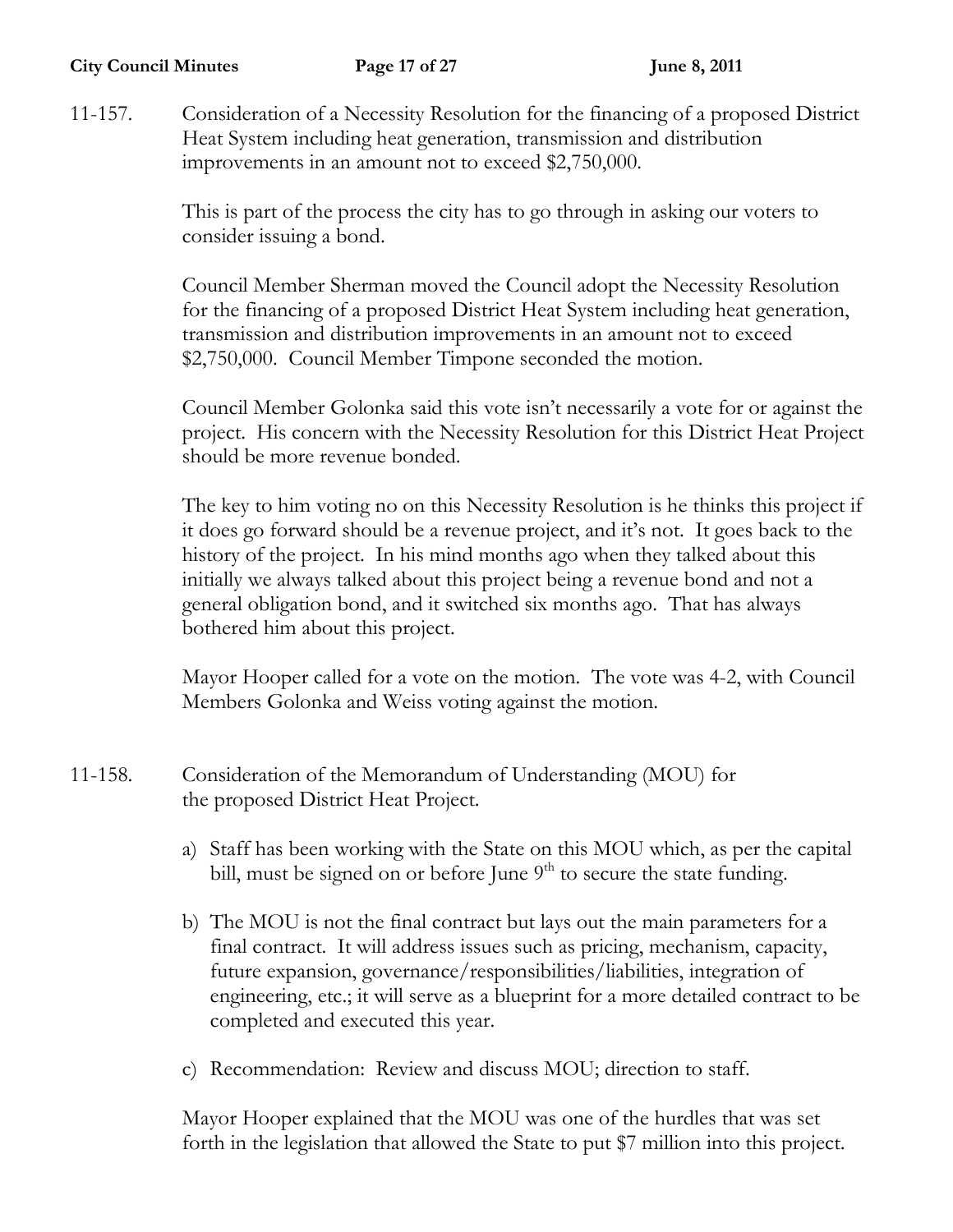11-157. Consideration of a Necessity Resolution for the financing of a proposed District Heat System including heat generation, transmission and distribution improvements in an amount not to exceed $2,750,000.

This is part of the process the city has to go through in asking our voters to consider issuing a bond.

Council Member Sherman moved the Council adopt the Necessity Resolution for the financing of a proposed District Heat System including heat generation, transmission and distribution improvements in an amount not to exceed $2,750,000. Council Member Timpone seconded the motion.

Council Member Golonka said this vote isn't necessarily a vote for or against the project. His concern with the Necessity Resolution for this District Heat Project should be more revenue bonded.

The key to him voting no on this Necessity Resolution is he thinks this project if it does go forward should be a revenue project, and it's not. It goes back to the history of the project. In his mind months ago when they talked about this initially we always talked about this project being a revenue bond and not a general obligation bond, and it switched six months ago. That has always bothered him about this project.

Mayor Hooper called for a vote on the motion. The vote was 4-2, with Council Members Golonka and Weiss voting against the motion.

11-158. Consideration of the Memorandum of Understanding (MOU) for the proposed District Heat Project.

a) Staff has been working with the State on this MOU which, as per the capital bill, must be signed on or before June 9th to secure the state funding.

b) The MOU is not the final contract but lays out the main parameters for a final contract. It will address issues such as pricing, mechanism, capacity, future expansion, governance/responsibilities/liabilities, integration of engineering, etc.; it will serve as a blueprint for a more detailed contract to be completed and executed this year.

c) Recommendation: Review and discuss MOU; direction to staff.

Mayor Hooper explained that the MOU was one of the hurdles that was set forth in the legislation that allowed the State to put $7 million into this project.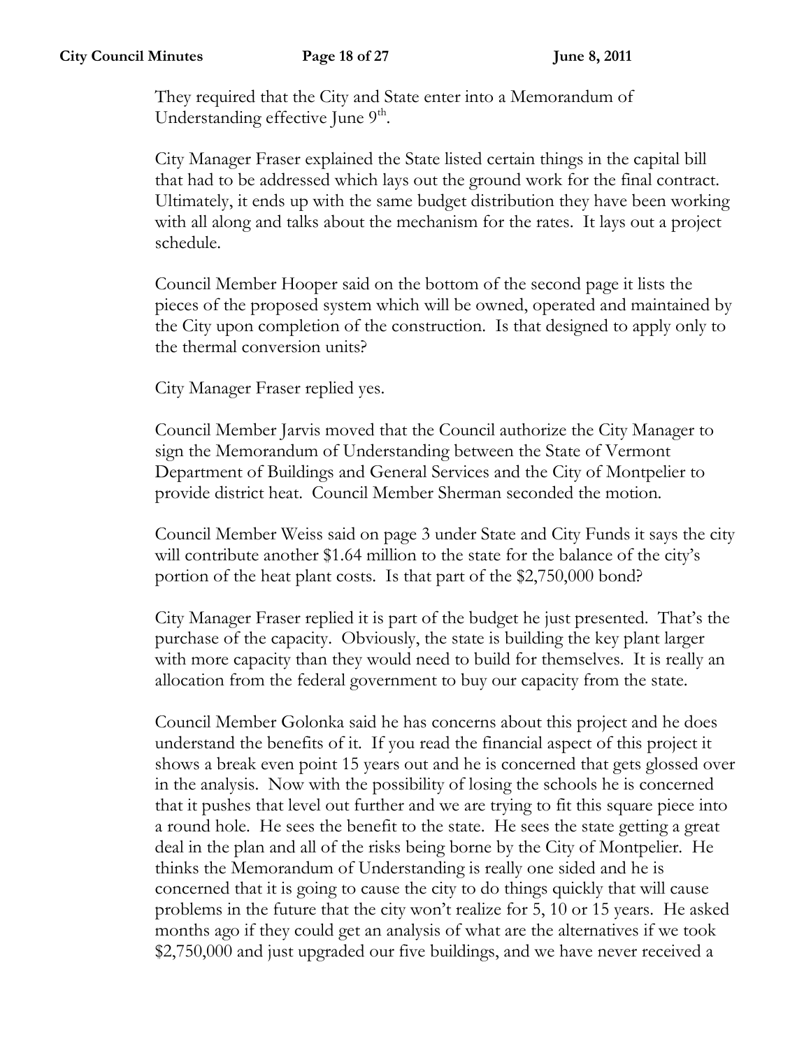They required that the City and State enter into a Memorandum of Understanding effective June 9th.

City Manager Fraser explained the State listed certain things in the capital bill that had to be addressed which lays out the ground work for the final contract. Ultimately, it ends up with the same budget distribution they have been working with all along and talks about the mechanism for the rates. It lays out a project schedule.

Council Member Hooper said on the bottom of the second page it lists the pieces of the proposed system which will be owned, operated and maintained by the City upon completion of the construction. Is that designed to apply only to the thermal conversion units?

City Manager Fraser replied yes.

Council Member Jarvis moved that the Council authorize the City Manager to sign the Memorandum of Understanding between the State of Vermont Department of Buildings and General Services and the City of Montpelier to provide district heat. Council Member Sherman seconded the motion.

Council Member Weiss said on page 3 under State and City Funds it says the city will contribute another $1.64 million to the state for the balance of the city's portion of the heat plant costs. Is that part of the $2,750,000 bond?

City Manager Fraser replied it is part of the budget he just presented. That's the purchase of the capacity. Obviously, the state is building the key plant larger with more capacity than they would need to build for themselves. It is really an allocation from the federal government to buy our capacity from the state.

Council Member Golonka said he has concerns about this project and he does understand the benefits of it. If you read the financial aspect of this project it shows a break even point 15 years out and he is concerned that gets glossed over in the analysis. Now with the possibility of losing the schools he is concerned that it pushes that level out further and we are trying to fit this square piece into a round hole. He sees the benefit to the state. He sees the state getting a great deal in the plan and all of the risks being borne by the City of Montpelier. He thinks the Memorandum of Understanding is really one sided and he is concerned that it is going to cause the city to do things quickly that will cause problems in the future that the city won't realize for 5, 10 or 15 years. He asked months ago if they could get an analysis of what are the alternatives if we took $2,750,000 and just upgraded our five buildings, and we have never received a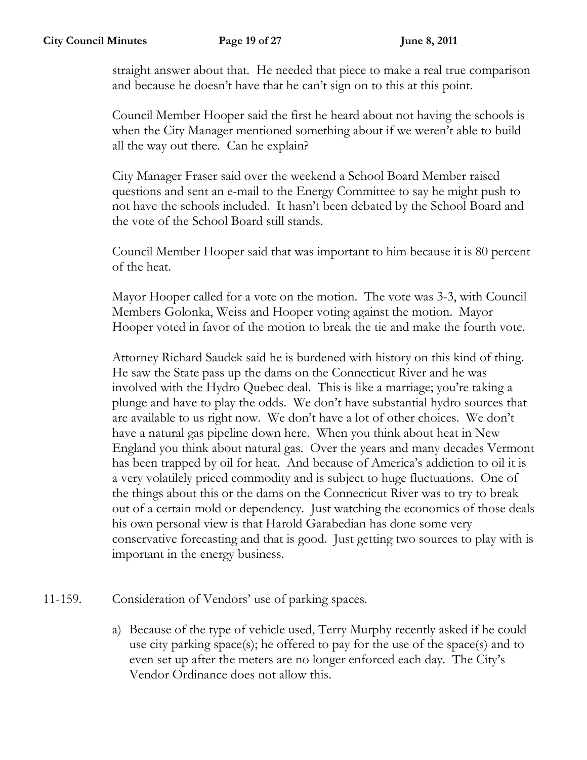straight answer about that. He needed that piece to make a real true comparison and because he doesn't have that he can't sign on to this at this point.

Council Member Hooper said the first he heard about not having the schools is when the City Manager mentioned something about if we weren't able to build all the way out there. Can he explain?

City Manager Fraser said over the weekend a School Board Member raised questions and sent an e-mail to the Energy Committee to say he might push to not have the schools included. It hasn't been debated by the School Board and the vote of the School Board still stands.

Council Member Hooper said that was important to him because it is 80 percent of the heat.

Mayor Hooper called for a vote on the motion. The vote was 3-3, with Council Members Golonka, Weiss and Hooper voting against the motion. Mayor Hooper voted in favor of the motion to break the tie and make the fourth vote.

Attorney Richard Saudek said he is burdened with history on this kind of thing. He saw the State pass up the dams on the Connecticut River and he was involved with the Hydro Quebec deal. This is like a marriage; you're taking a plunge and have to play the odds. We don't have substantial hydro sources that are available to us right now. We don't have a lot of other choices. We don't have a natural gas pipeline down here. When you think about heat in New England you think about natural gas. Over the years and many decades Vermont has been trapped by oil for heat. And because of America's addiction to oil it is a very volatilely priced commodity and is subject to huge fluctuations. One of the things about this or the dams on the Connecticut River was to try to break out of a certain mold or dependency. Just watching the economics of those deals his own personal view is that Harold Garabedian has done some very conservative forecasting and that is good. Just getting two sources to play with is important in the energy business.

11-159. Consideration of Vendors' use of parking spaces.

a) Because of the type of vehicle used, Terry Murphy recently asked if he could use city parking space(s); he offered to pay for the use of the space(s) and to even set up after the meters are no longer enforced each day. The City's Vendor Ordinance does not allow this.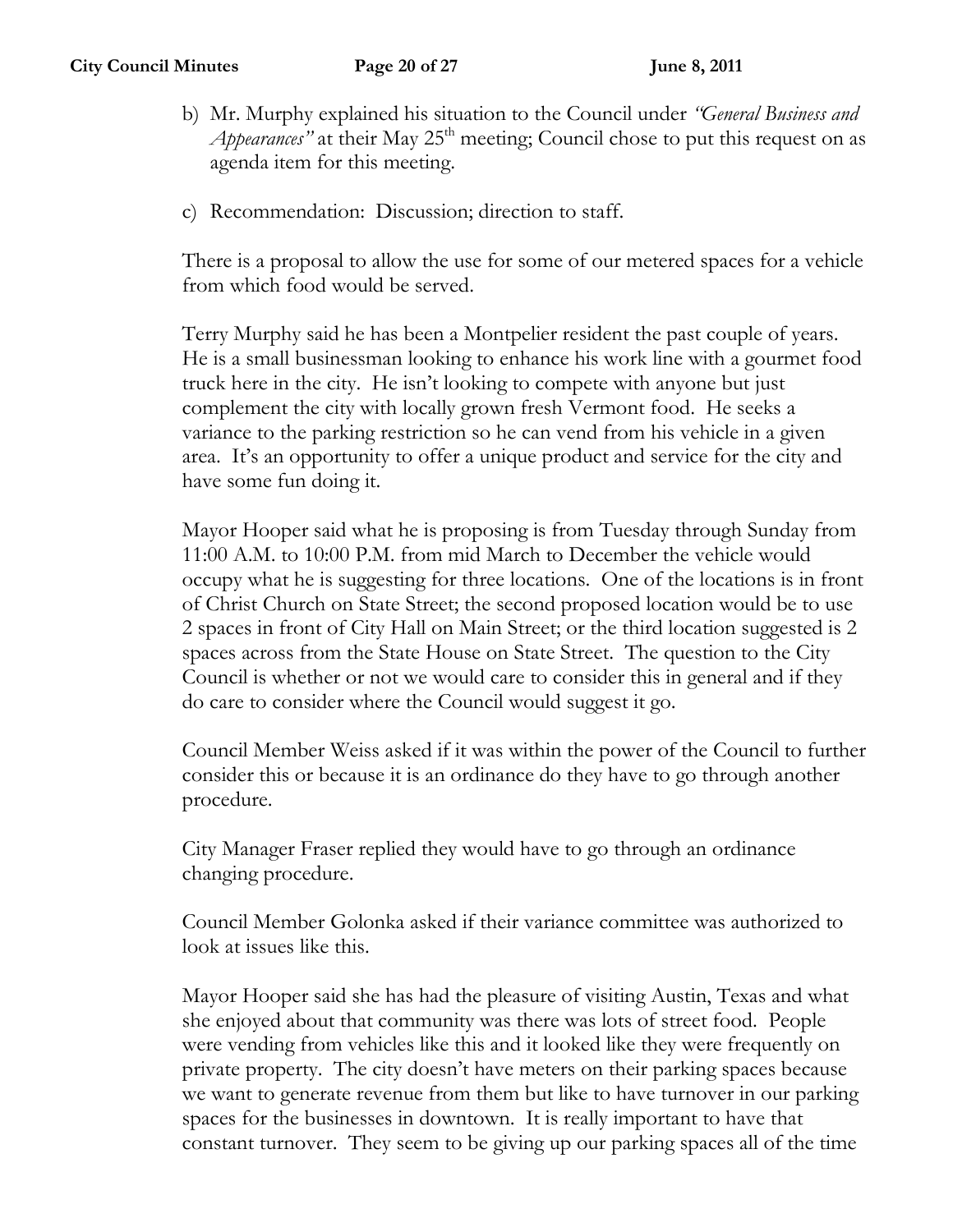b) Mr. Murphy explained his situation to the Council under *"General Business and Appearances"* at their May 25th meeting; Council chose to put this request on as agenda item for this meeting.

c) Recommendation: Discussion; direction to staff.

There is a proposal to allow the use for some of our metered spaces for a vehicle from which food would be served.

Terry Murphy said he has been a Montpelier resident the past couple of years. He is a small businessman looking to enhance his work line with a gourmet food truck here in the city. He isn't looking to compete with anyone but just complement the city with locally grown fresh Vermont food. He seeks a variance to the parking restriction so he can vend from his vehicle in a given area. It's an opportunity to offer a unique product and service for the city and have some fun doing it.

Mayor Hooper said what he is proposing is from Tuesday through Sunday from 11:00 A.M. to 10:00 P.M. from mid March to December the vehicle would occupy what he is suggesting for three locations. One of the locations is in front of Christ Church on State Street; the second proposed location would be to use 2 spaces in front of City Hall on Main Street; or the third location suggested is 2 spaces across from the State House on State Street. The question to the City Council is whether or not we would care to consider this in general and if they do care to consider where the Council would suggest it go.

Council Member Weiss asked if it was within the power of the Council to further consider this or because it is an ordinance do they have to go through another procedure.

City Manager Fraser replied they would have to go through an ordinance changing procedure.

Council Member Golonka asked if their variance committee was authorized to look at issues like this.

Mayor Hooper said she has had the pleasure of visiting Austin, Texas and what she enjoyed about that community was there was lots of street food. People were vending from vehicles like this and it looked like they were frequently on private property. The city doesn't have meters on their parking spaces because we want to generate revenue from them but like to have turnover in our parking spaces for the businesses in downtown. It is really important to have that constant turnover. They seem to be giving up our parking spaces all of the time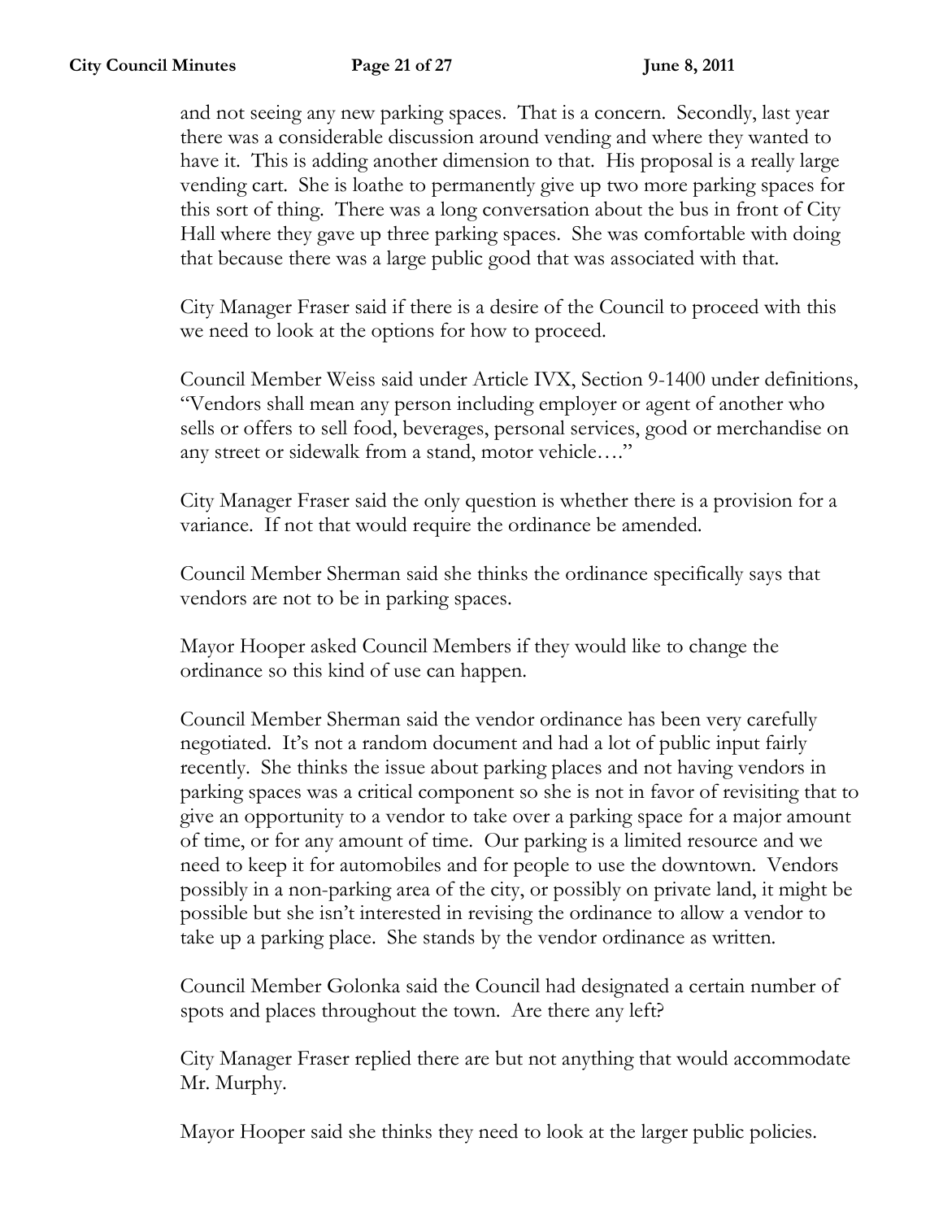and not seeing any new parking spaces. That is a concern. Secondly, last year there was a considerable discussion around vending and where they wanted to have it. This is adding another dimension to that. His proposal is a really large vending cart. She is loathe to permanently give up two more parking spaces for this sort of thing. There was a long conversation about the bus in front of City Hall where they gave up three parking spaces. She was comfortable with doing that because there was a large public good that was associated with that.

City Manager Fraser said if there is a desire of the Council to proceed with this we need to look at the options for how to proceed.

Council Member Weiss said under Article IVX, Section 9-1400 under definitions, "Vendors shall mean any person including employer or agent of another who sells or offers to sell food, beverages, personal services, good or merchandise on any street or sidewalk from a stand, motor vehicle…."

City Manager Fraser said the only question is whether there is a provision for a variance. If not that would require the ordinance be amended.

Council Member Sherman said she thinks the ordinance specifically says that vendors are not to be in parking spaces.

Mayor Hooper asked Council Members if they would like to change the ordinance so this kind of use can happen.

Council Member Sherman said the vendor ordinance has been very carefully negotiated. It's not a random document and had a lot of public input fairly recently. She thinks the issue about parking places and not having vendors in parking spaces was a critical component so she is not in favor of revisiting that to give an opportunity to a vendor to take over a parking space for a major amount of time, or for any amount of time. Our parking is a limited resource and we need to keep it for automobiles and for people to use the downtown. Vendors possibly in a non-parking area of the city, or possibly on private land, it might be possible but she isn't interested in revising the ordinance to allow a vendor to take up a parking place. She stands by the vendor ordinance as written.

Council Member Golonka said the Council had designated a certain number of spots and places throughout the town. Are there any left?

City Manager Fraser replied there are but not anything that would accommodate Mr. Murphy.

Mayor Hooper said she thinks they need to look at the larger public policies.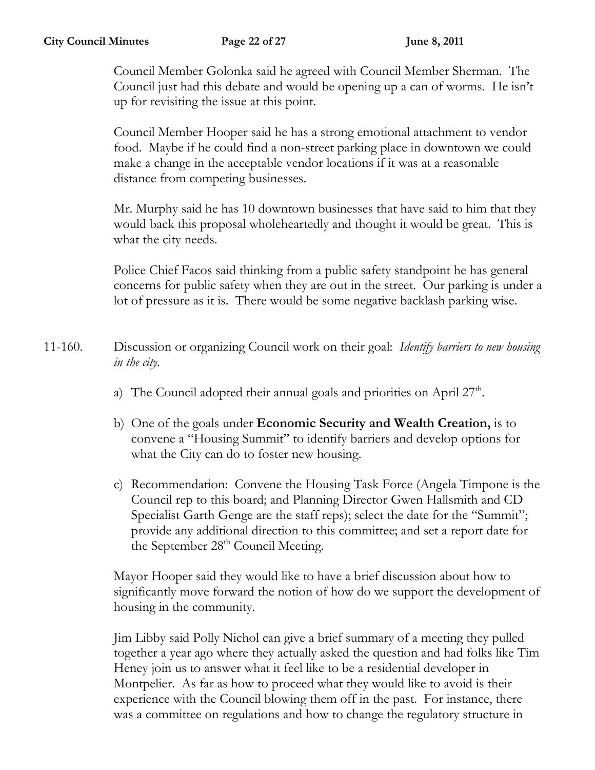Council Member Golonka said he agreed with Council Member Sherman. The Council just had this debate and would be opening up a can of worms. He isn't up for revisiting the issue at this point.

Council Member Hooper said he has a strong emotional attachment to vendor food. Maybe if he could find a non-street parking place in downtown we could make a change in the acceptable vendor locations if it was at a reasonable distance from competing businesses.

Mr. Murphy said he has 10 downtown businesses that have said to him that they would back this proposal wholeheartedly and thought it would be great. This is what the city needs.

Police Chief Facos said thinking from a public safety standpoint he has general concerns for public safety when they are out in the street. Our parking is under a lot of pressure as it is. There would be some negative backlash parking wise.

11-160. Discussion or organizing Council work on their goal: *Identify barriers to new housing in the city.*

a) The Council adopted their annual goals and priorities on April 27th.

b) One of the goals under **Economic Security and Wealth Creation,** is to convene a "Housing Summit" to identify barriers and develop options for what the City can do to foster new housing.

c) Recommendation: Convene the Housing Task Force (Angela Timpone is the Council rep to this board; and Planning Director Gwen Hallsmith and CD Specialist Garth Genge are the staff reps); select the date for the "Summit"; provide any additional direction to this committee; and set a report date for the September 28th Council Meeting.

Mayor Hooper said they would like to have a brief discussion about how to significantly move forward the notion of how do we support the development of housing in the community.

Jim Libby said Polly Nichol can give a brief summary of a meeting they pulled together a year ago where they actually asked the question and had folks like Tim Heney join us to answer what it feel like to be a residential developer in Montpelier. As far as how to proceed what they would like to avoid is their experience with the Council blowing them off in the past. For instance, there was a committee on regulations and how to change the regulatory structure in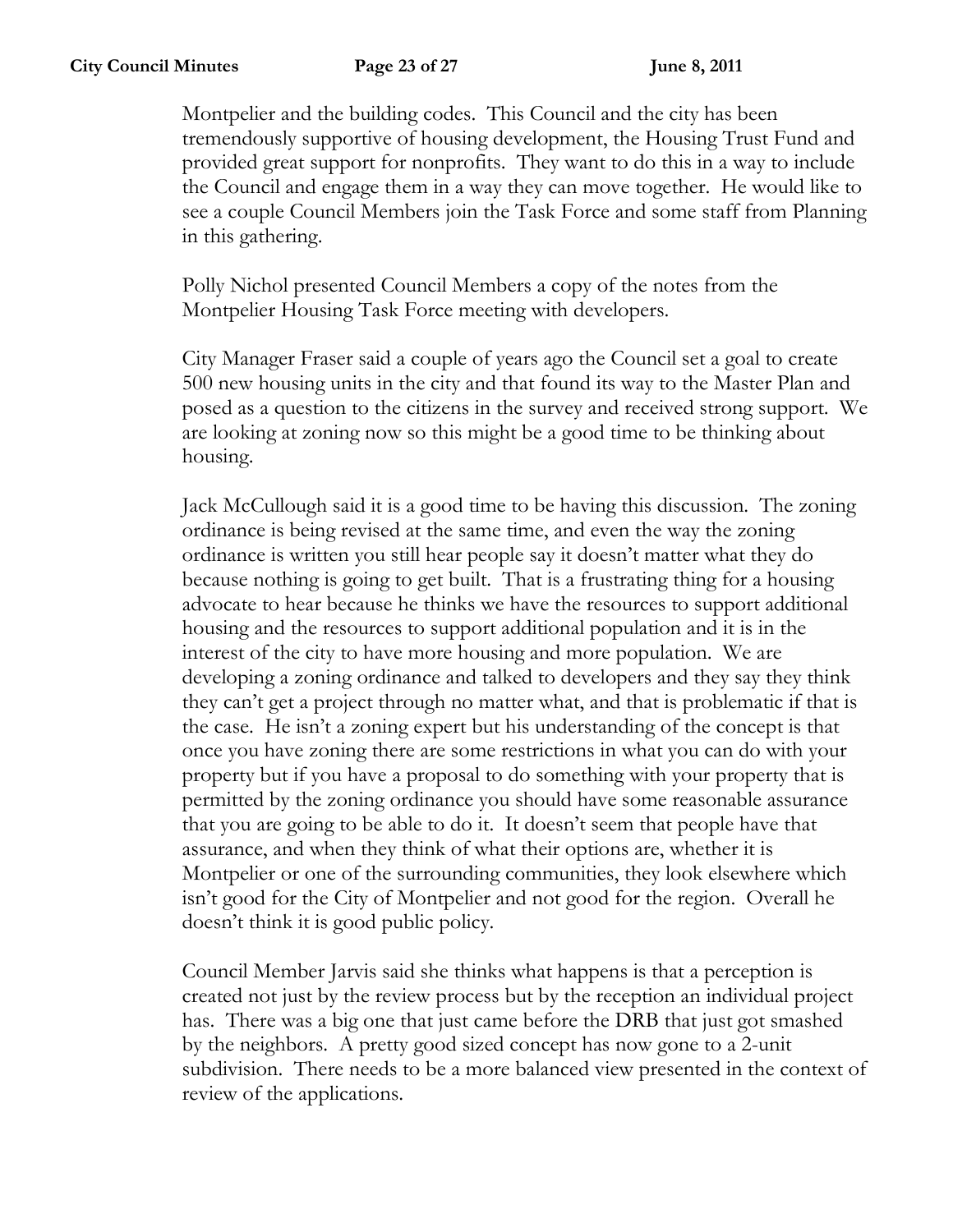Montpelier and the building codes. This Council and the city has been tremendously supportive of housing development, the Housing Trust Fund and provided great support for nonprofits. They want to do this in a way to include the Council and engage them in a way they can move together. He would like to see a couple Council Members join the Task Force and some staff from Planning in this gathering.

Polly Nichol presented Council Members a copy of the notes from the Montpelier Housing Task Force meeting with developers.

City Manager Fraser said a couple of years ago the Council set a goal to create 500 new housing units in the city and that found its way to the Master Plan and posed as a question to the citizens in the survey and received strong support. We are looking at zoning now so this might be a good time to be thinking about housing.

Jack McCullough said it is a good time to be having this discussion. The zoning ordinance is being revised at the same time, and even the way the zoning ordinance is written you still hear people say it doesn't matter what they do because nothing is going to get built. That is a frustrating thing for a housing advocate to hear because he thinks we have the resources to support additional housing and the resources to support additional population and it is in the interest of the city to have more housing and more population. We are developing a zoning ordinance and talked to developers and they say they think they can't get a project through no matter what, and that is problematic if that is the case. He isn't a zoning expert but his understanding of the concept is that once you have zoning there are some restrictions in what you can do with your property but if you have a proposal to do something with your property that is permitted by the zoning ordinance you should have some reasonable assurance that you are going to be able to do it. It doesn't seem that people have that assurance, and when they think of what their options are, whether it is Montpelier or one of the surrounding communities, they look elsewhere which isn't good for the City of Montpelier and not good for the region. Overall he doesn't think it is good public policy.

Council Member Jarvis said she thinks what happens is that a perception is created not just by the review process but by the reception an individual project has. There was a big one that just came before the DRB that just got smashed by the neighbors. A pretty good sized concept has now gone to a 2-unit subdivision. There needs to be a more balanced view presented in the context of review of the applications.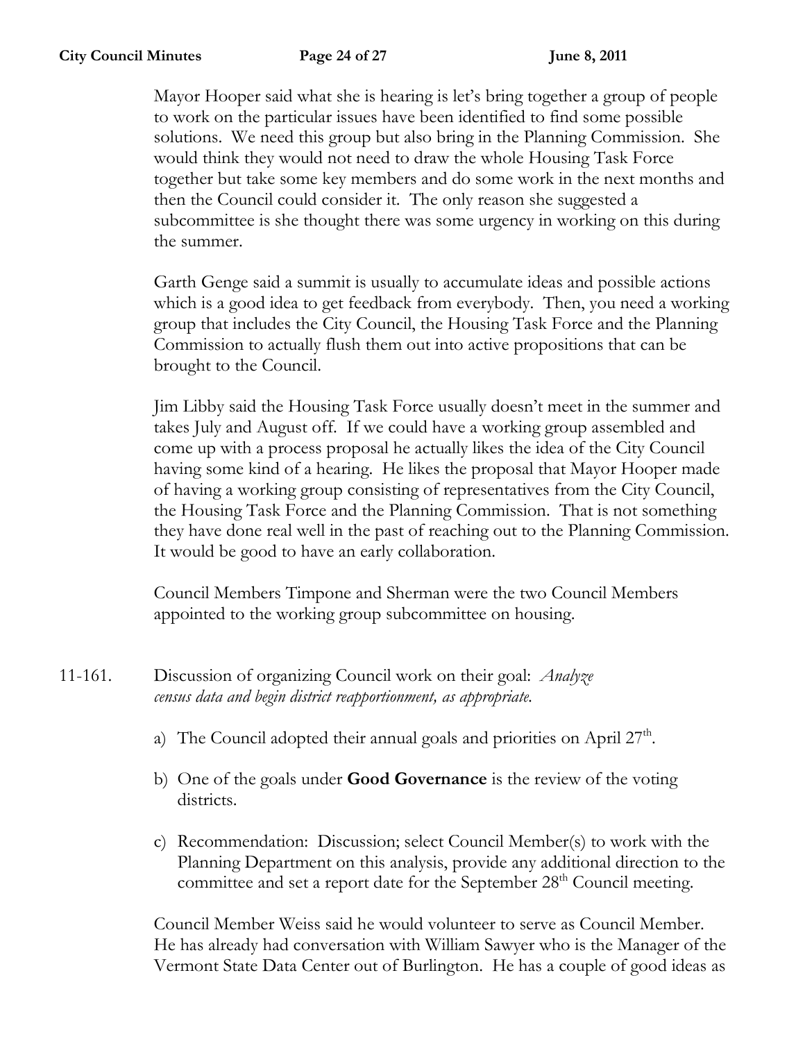Mayor Hooper said what she is hearing is let's bring together a group of people to work on the particular issues have been identified to find some possible solutions. We need this group but also bring in the Planning Commission. She would think they would not need to draw the whole Housing Task Force together but take some key members and do some work in the next months and then the Council could consider it. The only reason she suggested a subcommittee is she thought there was some urgency in working on this during the summer.

Garth Genge said a summit is usually to accumulate ideas and possible actions which is a good idea to get feedback from everybody. Then, you need a working group that includes the City Council, the Housing Task Force and the Planning Commission to actually flush them out into active propositions that can be brought to the Council.

Jim Libby said the Housing Task Force usually doesn't meet in the summer and takes July and August off. If we could have a working group assembled and come up with a process proposal he actually likes the idea of the City Council having some kind of a hearing. He likes the proposal that Mayor Hooper made of having a working group consisting of representatives from the City Council, the Housing Task Force and the Planning Commission. That is not something they have done real well in the past of reaching out to the Planning Commission. It would be good to have an early collaboration.

Council Members Timpone and Sherman were the two Council Members appointed to the working group subcommittee on housing.

11-161. Discussion of organizing Council work on their goal: *Analyze census data and begin district reapportionment, as appropriate.*

a) The Council adopted their annual goals and priorities on April 27th.

b) One of the goals under **Good Governance** is the review of the voting districts.

c) Recommendation: Discussion; select Council Member(s) to work with the Planning Department on this analysis, provide any additional direction to the committee and set a report date for the September 28th Council meeting.

Council Member Weiss said he would volunteer to serve as Council Member. He has already had conversation with William Sawyer who is the Manager of the Vermont State Data Center out of Burlington. He has a couple of good ideas as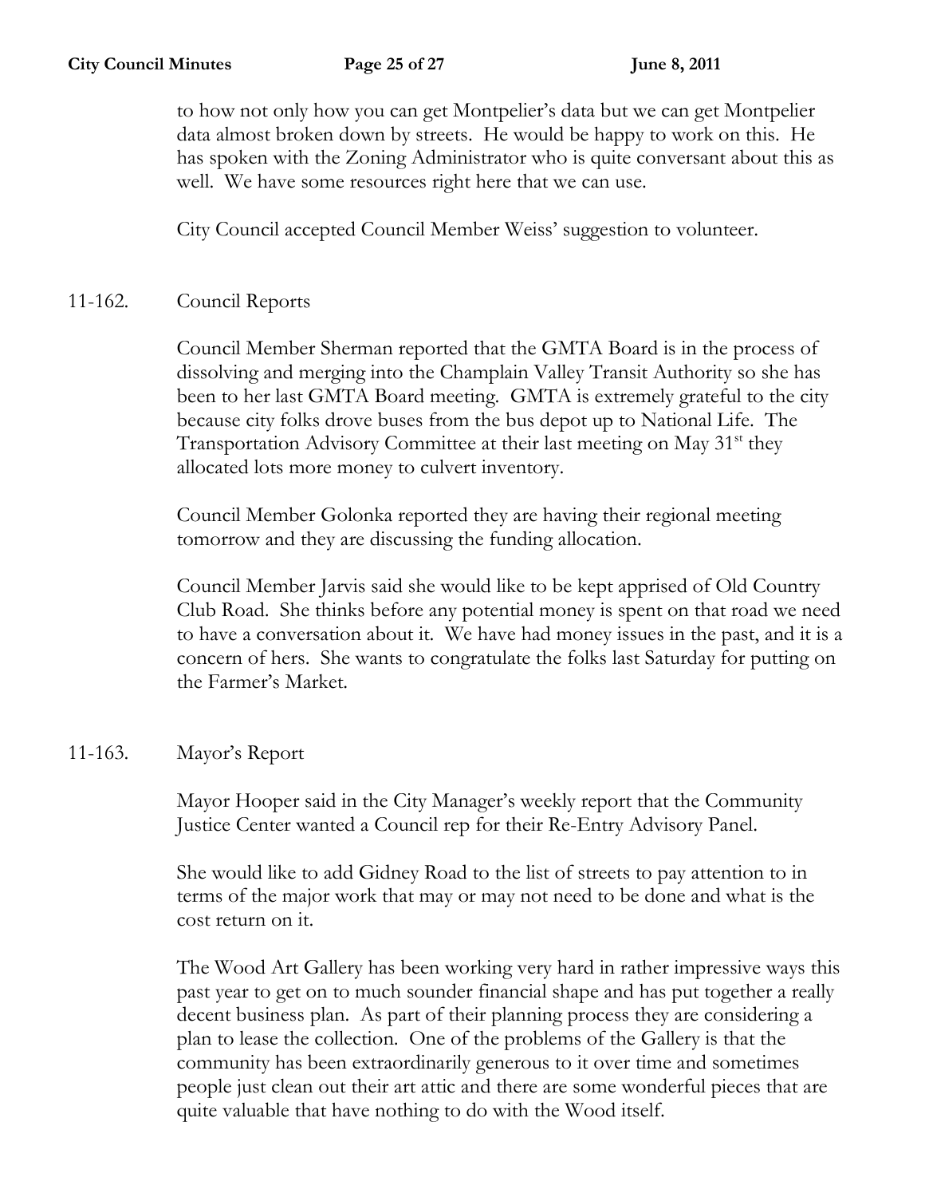to how not only how you can get Montpelier's data but we can get Montpelier data almost broken down by streets. He would be happy to work on this. He has spoken with the Zoning Administrator who is quite conversant about this as well. We have some resources right here that we can use.

City Council accepted Council Member Weiss' suggestion to volunteer.

## 11-162. Council Reports

Council Member Sherman reported that the GMTA Board is in the process of dissolving and merging into the Champlain Valley Transit Authority so she has been to her last GMTA Board meeting. GMTA is extremely grateful to the city because city folks drove buses from the bus depot up to National Life. The Transportation Advisory Committee at their last meeting on May 31st they allocated lots more money to culvert inventory.

Council Member Golonka reported they are having their regional meeting tomorrow and they are discussing the funding allocation.

Council Member Jarvis said she would like to be kept apprised of Old Country Club Road. She thinks before any potential money is spent on that road we need to have a conversation about it. We have had money issues in the past, and it is a concern of hers. She wants to congratulate the folks last Saturday for putting on the Farmer's Market.

## 11-163. Mayor's Report

Mayor Hooper said in the City Manager's weekly report that the Community Justice Center wanted a Council rep for their Re-Entry Advisory Panel.

She would like to add Gidney Road to the list of streets to pay attention to in terms of the major work that may or may not need to be done and what is the cost return on it.

The Wood Art Gallery has been working very hard in rather impressive ways this past year to get on to much sounder financial shape and has put together a really decent business plan. As part of their planning process they are considering a plan to lease the collection. One of the problems of the Gallery is that the community has been extraordinarily generous to it over time and sometimes people just clean out their art attic and there are some wonderful pieces that are quite valuable that have nothing to do with the Wood itself.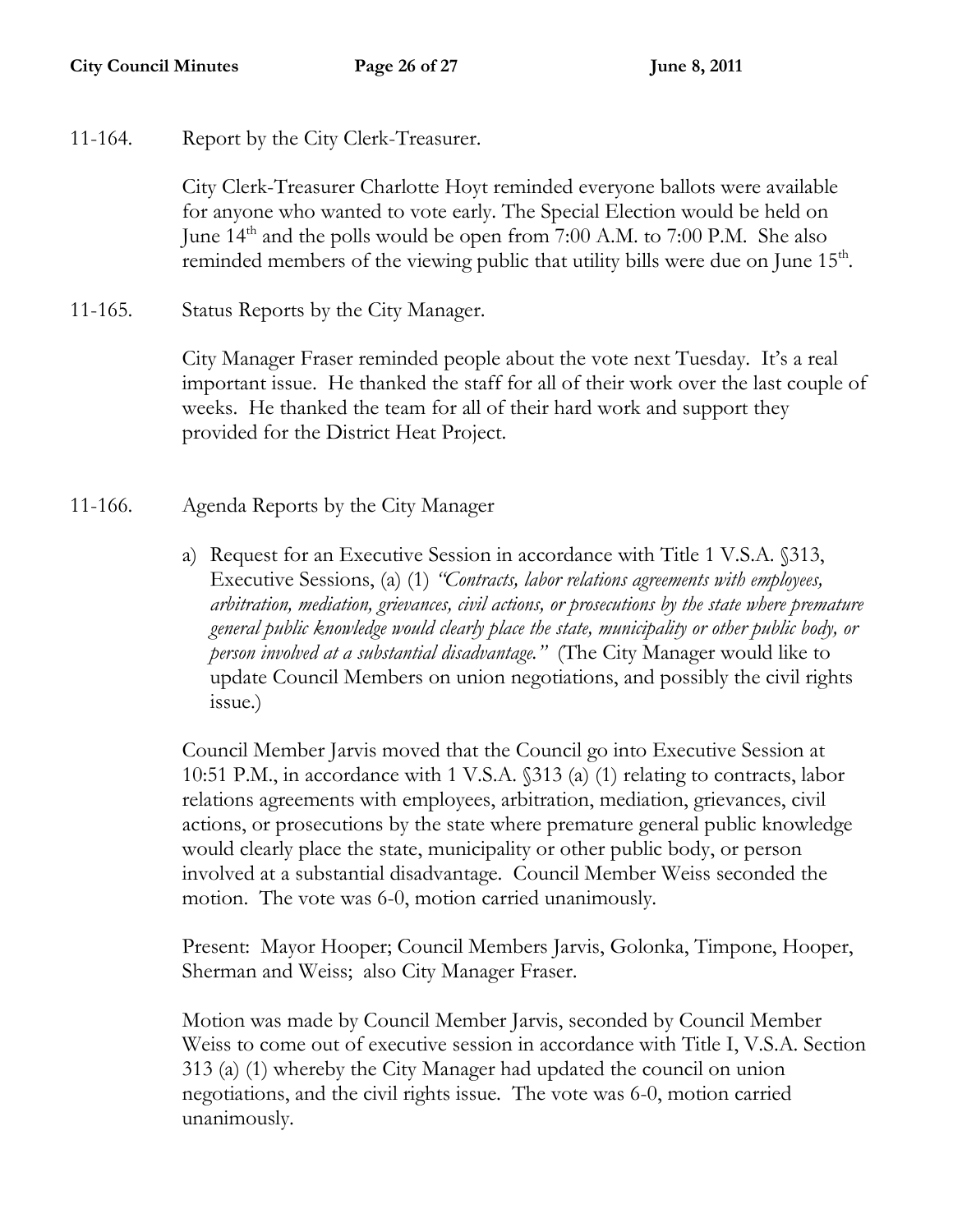11-164. Report by the City Clerk-Treasurer.

City Clerk-Treasurer Charlotte Hoyt reminded everyone ballots were available for anyone who wanted to vote early. The Special Election would be held on June 14th and the polls would be open from 7:00 A.M. to 7:00 P.M. She also reminded members of the viewing public that utility bills were due on June 15th.

11-165. Status Reports by the City Manager.

City Manager Fraser reminded people about the vote next Tuesday. It's a real important issue. He thanked the staff for all of their work over the last couple of weeks. He thanked the team for all of their hard work and support they provided for the District Heat Project.

11-166. Agenda Reports by the City Manager

a) Request for an Executive Session in accordance with Title 1 V.S.A. §313, Executive Sessions, (a) (1) *"Contracts, labor relations agreements with employees, arbitration, mediation, grievances, civil actions, or prosecutions by the state where premature general public knowledge would clearly place the state, municipality or other public body, or person involved at a substantial disadvantage."* (The City Manager would like to update Council Members on union negotiations, and possibly the civil rights issue.)

Council Member Jarvis moved that the Council go into Executive Session at 10:51 P.M., in accordance with 1 V.S.A. §313 (a) (1) relating to contracts, labor relations agreements with employees, arbitration, mediation, grievances, civil actions, or prosecutions by the state where premature general public knowledge would clearly place the state, municipality or other public body, or person involved at a substantial disadvantage. Council Member Weiss seconded the motion. The vote was 6-0, motion carried unanimously.

Present: Mayor Hooper; Council Members Jarvis, Golonka, Timpone, Hooper, Sherman and Weiss; also City Manager Fraser.

Motion was made by Council Member Jarvis, seconded by Council Member Weiss to come out of executive session in accordance with Title I, V.S.A. Section 313 (a) (1) whereby the City Manager had updated the council on union negotiations, and the civil rights issue. The vote was 6-0, motion carried unanimously.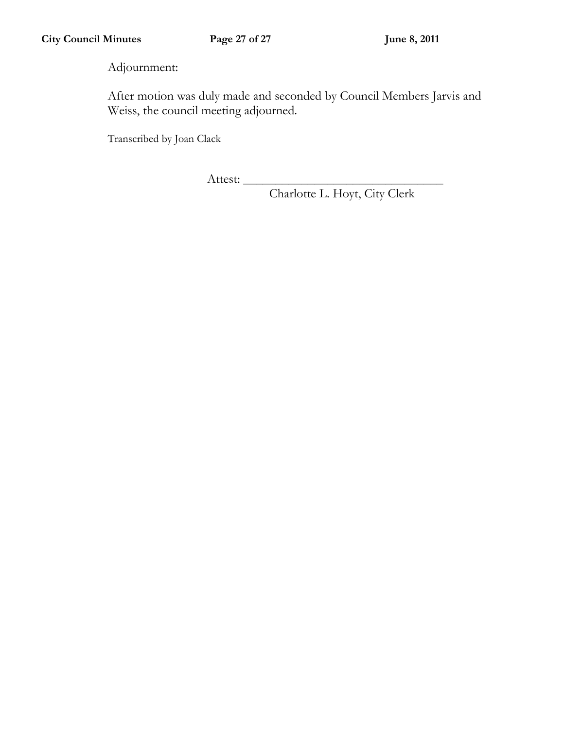Adjournment:

After motion was duly made and seconded by Council Members Jarvis and Weiss, the council meeting adjourned.

Transcribed by Joan Clack

Attest: ________________________________
Charlotte L. Hoyt, City Clerk